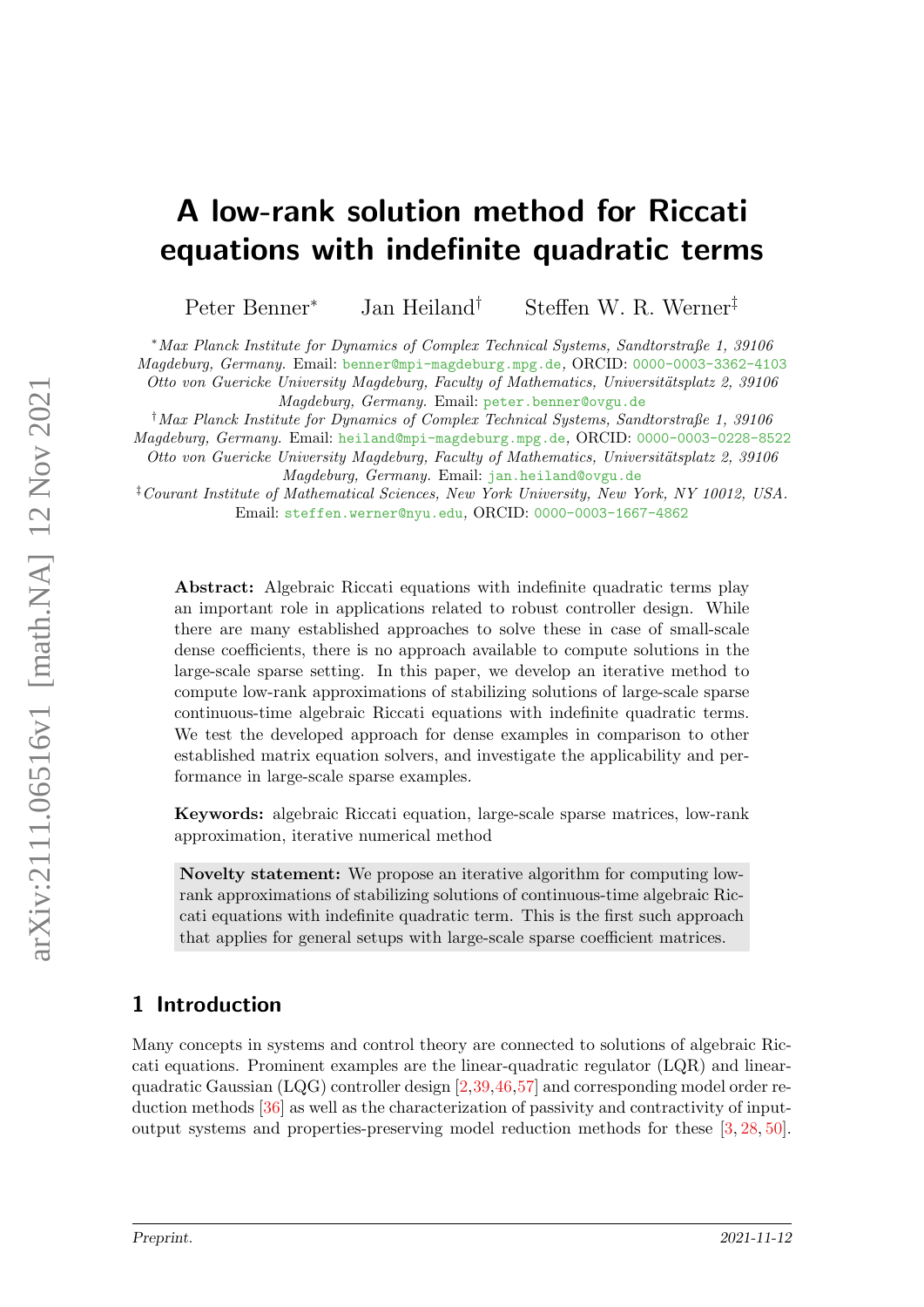# A low-rank solution method for Riccati equations with indefinite quadratic terms

Peter Benner* Jan Heiland† Steffen W. R. Werner‡

*Max Planck Institute for Dynamics of Complex Technical Systems, Sandtorstraße 1, 39106 Magdeburg, Germany. Email: benner@mpi-magdeburg.mpg.de, ORCID: 0000-0003-3362-4103
Otto von Guericke University Magdeburg, Faculty of Mathematics, Universitätsplatz 2, 39106 Magdeburg, Germany. Email: peter.benner@ovgu.de

†Max Planck Institute for Dynamics of Complex Technical Systems, Sandtorstraße 1, 39106 Magdeburg, Germany. Email: heiland@mpi-magdeburg.mpg.de, ORCID: 0000-0003-0228-8522
Otto von Guericke University Magdeburg, Faculty of Mathematics, Universitätsplatz 2, 39106 Magdeburg, Germany. Email: jan.heiland@ovgu.de

‡Courant Institute of Mathematical Sciences, New York University, New York, NY 10012, USA. Email: steffen.werner@nyu.edu, ORCID: 0000-0003-1667-4862

**Abstract:** Algebraic Riccati equations with indefinite quadratic terms play an important role in applications related to robust controller design. While there are many established approaches to solve these in case of small-scale dense coefficients, there is no approach available to compute solutions in the large-scale sparse setting. In this paper, we develop an iterative method to compute low-rank approximations of stabilizing solutions of large-scale sparse continuous-time algebraic Riccati equations with indefinite quadratic terms. We test the developed approach for dense examples in comparison to other established matrix equation solvers, and investigate the applicability and performance in large-scale sparse examples.

**Keywords:** algebraic Riccati equation, large-scale sparse matrices, low-rank approximation, iterative numerical method

**Novelty statement:** We propose an iterative algorithm for computing low-rank approximations of stabilizing solutions of continuous-time algebraic Riccati equations with indefinite quadratic term. This is the first such approach that applies for general setups with large-scale sparse coefficient matrices.

## 1 Introduction

Many concepts in systems and control theory are connected to solutions of algebraic Riccati equations. Prominent examples are the linear-quadratic regulator (LQR) and linear-quadratic Gaussian (LQG) controller design [2,39,46,57] and corresponding model order reduction methods [36] as well as the characterization of passivity and contractivity of input-output systems and properties-preserving model reduction methods for these [3, 28, 50].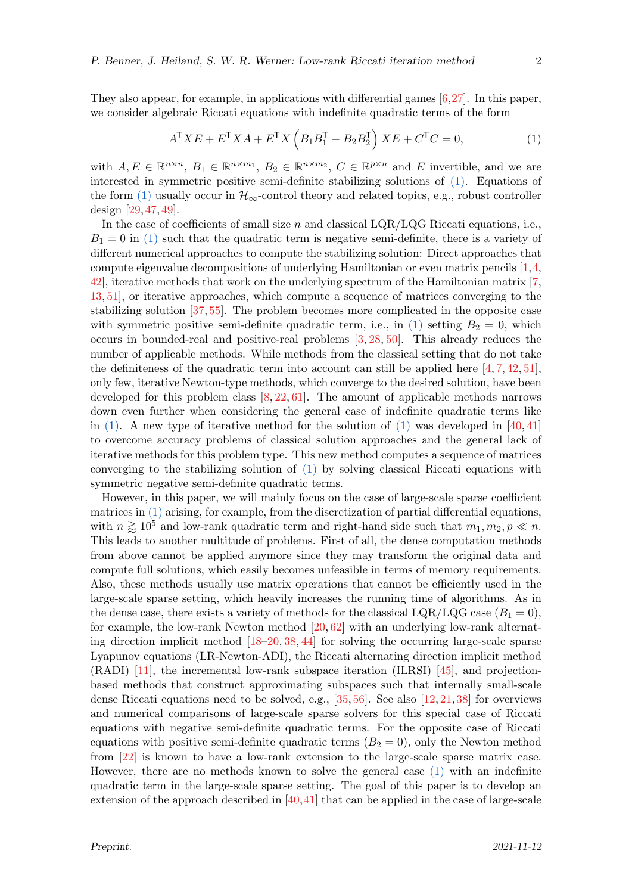They also appear, for example, in applications with differential games [6,27]. In this paper, we consider algebraic Riccati equations with indefinite quadratic terms of the form

$$A^{\mathsf{T}}XE + E^{\mathsf{T}}XA + E^{\mathsf{T}}X\left(B_1B_1^{\mathsf{T}} - B_2B_2^{\mathsf{T}}\right)XE + C^{\mathsf{T}}C = 0, \tag{1}$$

with $A, E \in \mathbb{R}^{n \times n}$, $B_1 \in \mathbb{R}^{n \times m_1}$, $B_2 \in \mathbb{R}^{n \times m_2}$, $C \in \mathbb{R}^{p \times n}$ and $E$ invertible, and we are interested in symmetric positive semi-definite stabilizing solutions of (1). Equations of the form (1) usually occur in $\mathcal{H}_\infty$-control theory and related topics, e.g., robust controller design [29,47,49].

In the case of coefficients of small size $n$ and classical LQR/LQG Riccati equations, i.e., $B_1 = 0$ in (1) such that the quadratic term is negative semi-definite, there is a variety of different numerical approaches to compute the stabilizing solution: Direct approaches that compute eigenvalue decompositions of underlying Hamiltonian or even matrix pencils [1,4,42], iterative methods that work on the underlying spectrum of the Hamiltonian matrix [7,13,51], or iterative approaches, which compute a sequence of matrices converging to the stabilizing solution [37,55]. The problem becomes more complicated in the opposite case with symmetric positive semi-definite quadratic term, i.e., in (1) setting $B_2 = 0$, which occurs in bounded-real and positive-real problems [3,28,50]. This already reduces the number of applicable methods. While methods from the classical setting that do not take the definiteness of the quadratic term into account can still be applied here [4,7,42,51], only few, iterative Newton-type methods, which converge to the desired solution, have been developed for this problem class [8,22,61]. The amount of applicable methods narrows down even further when considering the general case of indefinite quadratic terms like in (1). A new type of iterative method for the solution of (1) was developed in [40,41] to overcome accuracy problems of classical solution approaches and the general lack of iterative methods for this problem type. This new method computes a sequence of matrices converging to the stabilizing solution of (1) by solving classical Riccati equations with symmetric negative semi-definite quadratic terms.

However, in this paper, we will mainly focus on the case of large-scale sparse coefficient matrices in (1) arising, for example, from the discretization of partial differential equations, with $n \gtrapprox 10^5$ and low-rank quadratic term and right-hand side such that $m_1, m_2, p \ll n$. This leads to another multitude of problems. First of all, the dense computation methods from above cannot be applied anymore since they may transform the original data and compute full solutions, which easily becomes unfeasible in terms of memory requirements. Also, these methods usually use matrix operations that cannot be efficiently used in the large-scale sparse setting, which heavily increases the running time of algorithms. As in the dense case, there exists a variety of methods for the classical LQR/LQG case ($B_1 = 0$), for example, the low-rank Newton method [20,62] with an underlying low-rank alternating direction implicit method [18–20,38,44] for solving the occurring large-scale sparse Lyapunov equations (LR-Newton-ADI), the Riccati alternating direction implicit method (RADI) [11], the incremental low-rank subspace iteration (ILRSI) [45], and projection-based methods that construct approximating subspaces such that internally small-scale dense Riccati equations need to be solved, e.g., [35,56]. See also [12,21,38] for overviews and numerical comparisons of large-scale sparse solvers for this special case of Riccati equations with negative semi-definite quadratic terms. For the opposite case of Riccati equations with positive semi-definite quadratic terms ($B_2 = 0$), only the Newton method from [22] is known to have a low-rank extension to the large-scale sparse matrix case. However, there are no methods known to solve the general case (1) with an indefinite quadratic term in the large-scale sparse setting. The goal of this paper is to develop an extension of the approach described in [40,41] that can be applied in the case of large-scale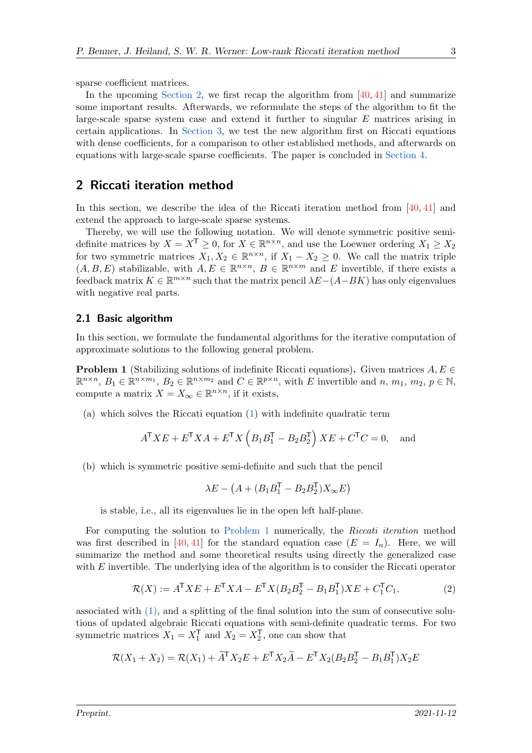sparse coefficient matrices.

In the upcoming Section 2, we first recap the algorithm from [40, 41] and summarize some important results. Afterwards, we reformulate the steps of the algorithm to fit the large-scale sparse system case and extend it further to singular $E$ matrices arising in certain applications. In Section 3, we test the new algorithm first on Riccati equations with dense coefficients, for a comparison to other established methods, and afterwards on equations with large-scale sparse coefficients. The paper is concluded in Section 4.

## 2 Riccati iteration method

In this section, we describe the idea of the Riccati iteration method from [40, 41] and extend the approach to large-scale sparse systems.

Thereby, we will use the following notation. We will denote symmetric positive semi-definite matrices by $X = X^{\mathsf{T}} \geq 0$, for $X \in \mathbb{R}^{n \times n}$, and use the Loewner ordering $X_1 \geq X_2$ for two symmetric matrices $X_1, X_2 \in \mathbb{R}^{n \times n}$, if $X_1 - X_2 \geq 0$. We call the matrix triple $(A, B, E)$ stabilizable, with $A, E \in \mathbb{R}^{n \times n}$, $B \in \mathbb{R}^{n \times m}$ and $E$ invertible, if there exists a feedback matrix $K \in \mathbb{R}^{m \times n}$ such that the matrix pencil $\lambda E - (A - BK)$ has only eigenvalues with negative real parts.

### 2.1 Basic algorithm

In this section, we formulate the fundamental algorithms for the iterative computation of approximate solutions to the following general problem.

**Problem 1** (Stabilizing solutions of indefinite Riccati equations)**.** Given matrices $A, E \in \mathbb{R}^{n \times n}$, $B_1 \in \mathbb{R}^{n \times m_1}$, $B_2 \in \mathbb{R}^{n \times m_2}$ and $C \in \mathbb{R}^{p \times n}$, with $E$ invertible and $n$, $m_1$, $m_2$, $p \in \mathbb{N}$, compute a matrix $X = X_\infty \in \mathbb{R}^{n \times n}$, if it exists,

(a) which solves the Riccati equation (1) with indefinite quadratic term

$$A^{\mathsf{T}} X E + E^{\mathsf{T}} X A + E^{\mathsf{T}} X \left( B_1 B_1^{\mathsf{T}} - B_2 B_2^{\mathsf{T}} \right) X E + C^{\mathsf{T}} C = 0, \quad \text{and}$$

(b) which is symmetric positive semi-definite and such that the pencil

$$\lambda E - \left( A + (B_1 B_1^{\mathsf{T}} - B_2 B_2^{\mathsf{T}}) X_\infty E \right)$$

is stable, i.e., all its eigenvalues lie in the open left half-plane.

For computing the solution to Problem 1 numerically, the *Riccati iteration* method was first described in [40, 41] for the standard equation case ($E = I_n$). Here, we will summarize the method and some theoretical results using directly the generalized case with $E$ invertible. The underlying idea of the algorithm is to consider the Riccati operator

$$\mathcal{R}(X) := A^{\mathsf{T}} X E + E^{\mathsf{T}} X A - E^{\mathsf{T}} X (B_2 B_2^{\mathsf{T}} - B_1 B_1^{\mathsf{T}}) X E + C_1^{\mathsf{T}} C_1, \tag{2}$$

associated with (1), and a splitting of the final solution into the sum of consecutive solutions of updated algebraic Riccati equations with semi-definite quadratic terms. For two symmetric matrices $X_1 = X_1^{\mathsf{T}}$ and $X_2 = X_2^{\mathsf{T}}$, one can show that

$$\mathcal{R}(X_1 + X_2) = \mathcal{R}(X_1) + \widetilde{A}^{\mathsf{T}} X_2 E + E^{\mathsf{T}} X_2 \widetilde{A} - E^{\mathsf{T}} X_2 (B_2 B_2^{\mathsf{T}} - B_1 B_1^{\mathsf{T}}) X_2 E$$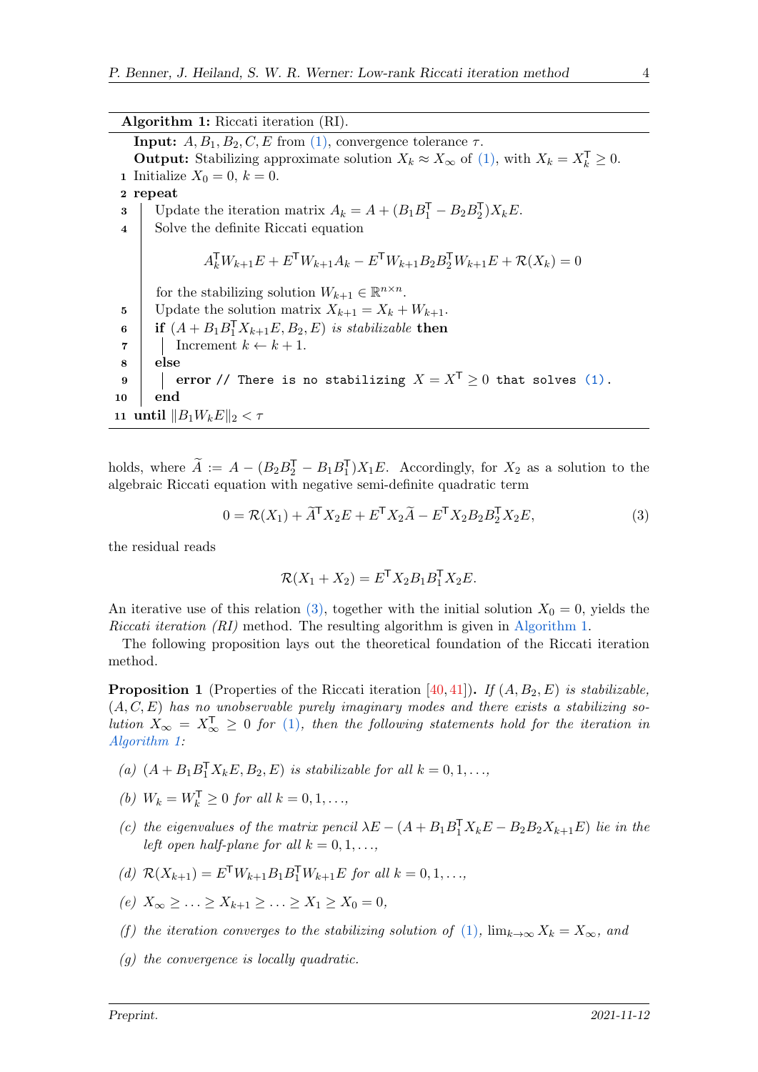**Algorithm 1:** Riccati iteration (RI).

**Input:** $A, B_1, B_2, C, E$ from (1), convergence tolerance $\tau$.
**Output:** Stabilizing approximate solution $X_k \approx X_\infty$ of (1), with $X_k = X_k^\mathsf{T} \geq 0$.

```
1  Initialize X_0 = 0, k = 0.
2  repeat
3      Update the iteration matrix A_k = A + (B_1 B_1^T − B_2 B_2^T) X_k E.
4      Solve the definite Riccati equation
           A_k^T W_{k+1} E + E^T W_{k+1} A_k − E^T W_{k+1} B_2 B_2^T W_{k+1} E + R(X_k) = 0
       for the stabilizing solution W_{k+1} ∈ R^{n×n}.
5      Update the solution matrix X_{k+1} = X_k + W_{k+1}.
6      if (A + B_1 B_1^T X_{k+1} E, B_2, E) is stabilizable then
7          Increment k ← k + 1.
8      else
9          error // There is no stabilizing X = X^T ≥ 0 that solves (1).
10     end
11 until ‖B_1 W_k E‖_2 < τ
```

holds, where $\widetilde{A} := A - (B_2 B_2^\mathsf{T} - B_1 B_1^\mathsf{T}) X_1 E$. Accordingly, for $X_2$ as a solution to the algebraic Riccati equation with negative semi-definite quadratic term

$$0 = \mathcal{R}(X_1) + \widetilde{A}^\mathsf{T} X_2 E + E^\mathsf{T} X_2 \widetilde{A} - E^\mathsf{T} X_2 B_2 B_2^\mathsf{T} X_2 E, \tag{3}$$

the residual reads

$$\mathcal{R}(X_1 + X_2) = E^\mathsf{T} X_2 B_1 B_1^\mathsf{T} X_2 E.$$

An iterative use of this relation (3), together with the initial solution $X_0 = 0$, yields the *Riccati iteration (RI)* method. The resulting algorithm is given in Algorithm 1.

The following proposition lays out the theoretical foundation of the Riccati iteration method.

**Proposition 1** (Properties of the Riccati iteration [40, 41])**.** *If $(A, B_2, E)$ is stabilizable, $(A, C, E)$ has no unobservable purely imaginary modes and there exists a stabilizing solution $X_\infty = X_\infty^\mathsf{T} \geq 0$ for (1), then the following statements hold for the iteration in Algorithm 1:*

*(a) $(A + B_1 B_1^\mathsf{T} X_k E, B_2, E)$ is stabilizable for all $k = 0, 1, \ldots,$*

*(b) $W_k = W_k^\mathsf{T} \geq 0$ for all $k = 0, 1, \ldots,$*

*(c) the eigenvalues of the matrix pencil $\lambda E - (A + B_1 B_1^\mathsf{T} X_k E - B_2 B_2 X_{k+1} E)$ lie in the left open half-plane for all $k = 0, 1, \ldots,$*

*(d) $\mathcal{R}(X_{k+1}) = E^\mathsf{T} W_{k+1} B_1 B_1^\mathsf{T} W_{k+1} E$ for all $k = 0, 1, \ldots,$*

*(e) $X_\infty \geq \ldots \geq X_{k+1} \geq \ldots \geq X_1 \geq X_0 = 0,$*

*(f) the iteration converges to the stabilizing solution of (1), $\lim_{k \to \infty} X_k = X_\infty$, and*

*(g) the convergence is locally quadratic.*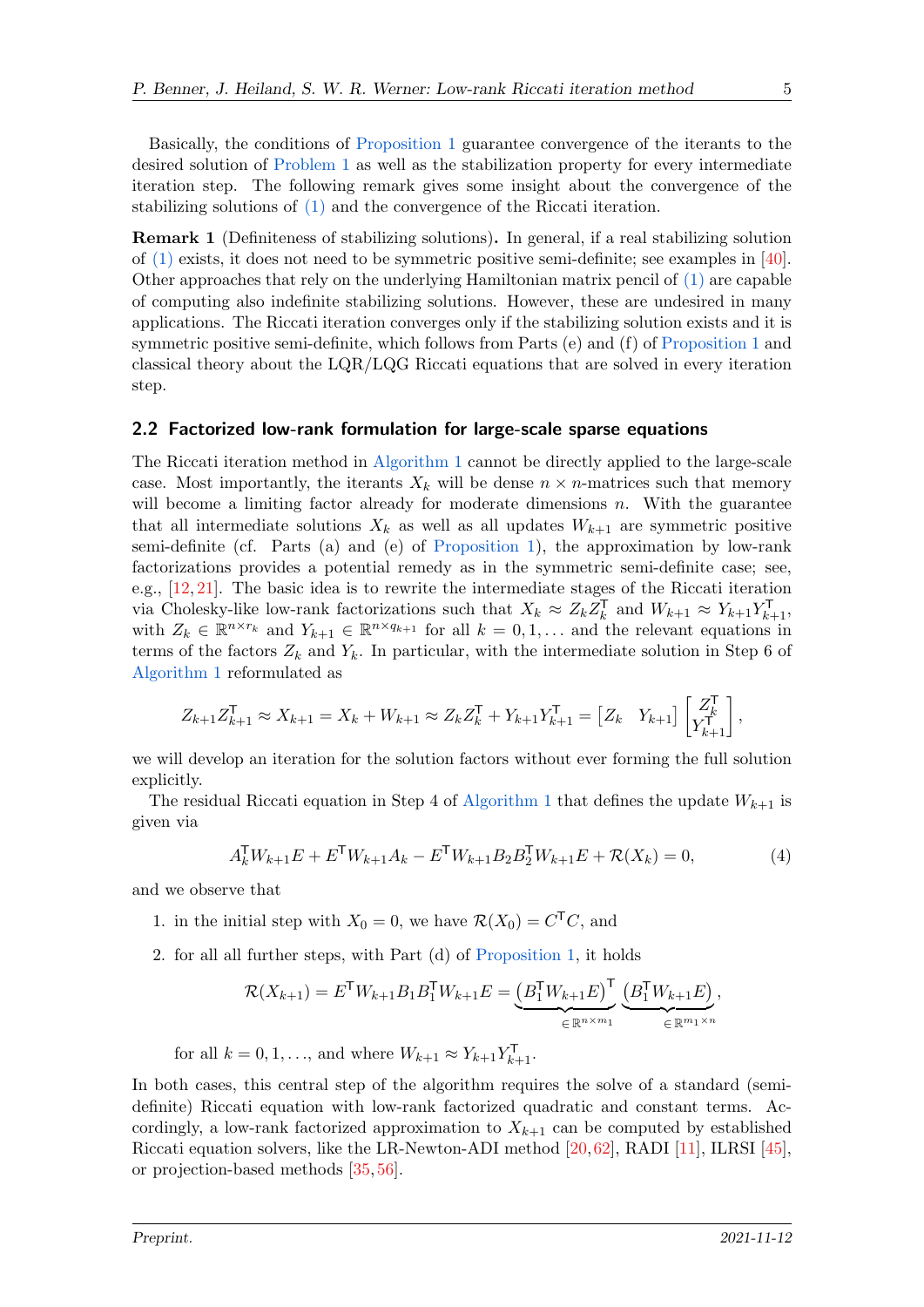Basically, the conditions of Proposition 1 guarantee convergence of the iterants to the desired solution of Problem 1 as well as the stabilization property for every intermediate iteration step. The following remark gives some insight about the convergence of the stabilizing solutions of (1) and the convergence of the Riccati iteration.

**Remark 1** (Definiteness of stabilizing solutions)**.** In general, if a real stabilizing solution of (1) exists, it does not need to be symmetric positive semi-definite; see examples in [40]. Other approaches that rely on the underlying Hamiltonian matrix pencil of (1) are capable of computing also indefinite stabilizing solutions. However, these are undesired in many applications. The Riccati iteration converges only if the stabilizing solution exists and it is symmetric positive semi-definite, which follows from Parts (e) and (f) of Proposition 1 and classical theory about the LQR/LQG Riccati equations that are solved in every iteration step.

## 2.2 Factorized low-rank formulation for large-scale sparse equations

The Riccati iteration method in Algorithm 1 cannot be directly applied to the large-scale case. Most importantly, the iterants $X_k$ will be dense $n \times n$-matrices such that memory will become a limiting factor already for moderate dimensions $n$. With the guarantee that all intermediate solutions $X_k$ as well as all updates $W_{k+1}$ are symmetric positive semi-definite (cf. Parts (a) and (e) of Proposition 1), the approximation by low-rank factorizations provides a potential remedy as in the symmetric semi-definite case; see, e.g., [12, 21]. The basic idea is to rewrite the intermediate stages of the Riccati iteration via Cholesky-like low-rank factorizations such that $X_k \approx Z_k Z_k^{\mathsf{T}}$ and $W_{k+1} \approx Y_{k+1} Y_{k+1}^{\mathsf{T}}$, with $Z_k \in \mathbb{R}^{n \times r_k}$ and $Y_{k+1} \in \mathbb{R}^{n \times q_{k+1}}$ for all $k = 0, 1, \ldots$ and the relevant equations in terms of the factors $Z_k$ and $Y_k$. In particular, with the intermediate solution in Step 6 of Algorithm 1 reformulated as

$$Z_{k+1} Z_{k+1}^{\mathsf{T}} \approx X_{k+1} = X_k + W_{k+1} \approx Z_k Z_k^{\mathsf{T}} + Y_{k+1} Y_{k+1}^{\mathsf{T}} = \begin{bmatrix} Z_k & Y_{k+1} \end{bmatrix} \begin{bmatrix} Z_k^{\mathsf{T}} \\ Y_{k+1}^{\mathsf{T}} \end{bmatrix},$$

we will develop an iteration for the solution factors without ever forming the full solution explicitly.

The residual Riccati equation in Step 4 of Algorithm 1 that defines the update $W_{k+1}$ is given via

$$A_k^{\mathsf{T}} W_{k+1} E + E^{\mathsf{T}} W_{k+1} A_k - E^{\mathsf{T}} W_{k+1} B_2 B_2^{\mathsf{T}} W_{k+1} E + \mathcal{R}(X_k) = 0, \tag{4}$$

and we observe that

1. in the initial step with $X_0 = 0$, we have $\mathcal{R}(X_0) = C^{\mathsf{T}} C$, and
2. for all all further steps, with Part (d) of Proposition 1, it holds

$$\mathcal{R}(X_{k+1}) = E^{\mathsf{T}} W_{k+1} B_1 B_1^{\mathsf{T}} W_{k+1} E = \underbrace{(B_1^{\mathsf{T}} W_{k+1} E)^{\mathsf{T}}}_{\in \mathbb{R}^{n \times m_1}} \underbrace{(B_1^{\mathsf{T}} W_{k+1} E)}_{\in \mathbb{R}^{m_1 \times n}},$$

   for all $k = 0, 1, \ldots$, and where $W_{k+1} \approx Y_{k+1} Y_{k+1}^{\mathsf{T}}$.

In both cases, this central step of the algorithm requires the solve of a standard (semi-definite) Riccati equation with low-rank factorized quadratic and constant terms. Accordingly, a low-rank factorized approximation to $X_{k+1}$ can be computed by established Riccati equation solvers, like the LR-Newton-ADI method [20, 62], RADI [11], ILRSI [45], or projection-based methods [35, 56].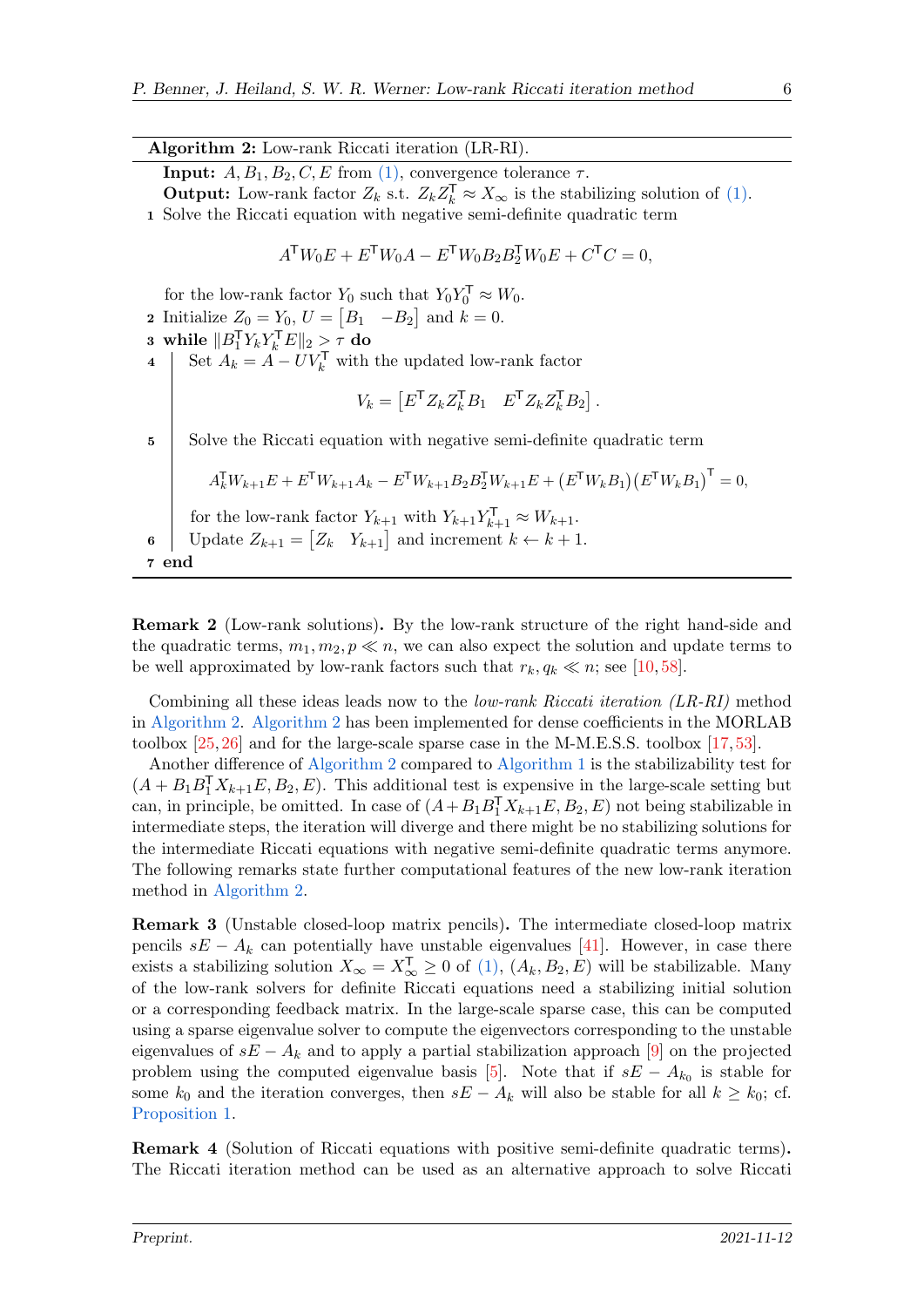**Algorithm 2:** Low-rank Riccati iteration (LR-RI).

**Input:** $A, B_1, B_2, C, E$ from (1), convergence tolerance $\tau$.

**Output:** Low-rank factor $Z_k$ s.t. $Z_k Z_k^{\mathsf{T}} \approx X_\infty$ is the stabilizing solution of (1).

1. Solve the Riccati equation with negative semi-definite quadratic term
$$A^{\mathsf{T}} W_0 E + E^{\mathsf{T}} W_0 A - E^{\mathsf{T}} W_0 B_2 B_2^{\mathsf{T}} W_0 E + C^{\mathsf{T}} C = 0,$$
for the low-rank factor $Y_0$ such that $Y_0 Y_0^{\mathsf{T}} \approx W_0$.
2. Initialize $Z_0 = Y_0$, $U = \begin{bmatrix} B_1 & -B_2 \end{bmatrix}$ and $k = 0$.
3. **while** $\|B_1^{\mathsf{T}} Y_k Y_k^{\mathsf{T}} E\|_2 > \tau$ **do**
4. Set $A_k = A - U V_k^{\mathsf{T}}$ with the updated low-rank factor
$$V_k = \begin{bmatrix} E^{\mathsf{T}} Z_k Z_k^{\mathsf{T}} B_1 & E^{\mathsf{T}} Z_k Z_k^{\mathsf{T}} B_2 \end{bmatrix}.$$
5. Solve the Riccati equation with negative semi-definite quadratic term
$$A_k^{\mathsf{T}} W_{k+1} E + E^{\mathsf{T}} W_{k+1} A_k - E^{\mathsf{T}} W_{k+1} B_2 B_2^{\mathsf{T}} W_{k+1} E + \left(E^{\mathsf{T}} W_k B_1\right)\left(E^{\mathsf{T}} W_k B_1\right)^{\mathsf{T}} = 0,$$
for the low-rank factor $Y_{k+1}$ with $Y_{k+1} Y_{k+1}^{\mathsf{T}} \approx W_{k+1}$.
6. Update $Z_{k+1} = \begin{bmatrix} Z_k & Y_{k+1} \end{bmatrix}$ and increment $k \leftarrow k + 1$.
7. **end**

**Remark 2** (Low-rank solutions)**.** By the low-rank structure of the right hand-side and the quadratic terms, $m_1, m_2, p \ll n$, we can also expect the solution and update terms to be well approximated by low-rank factors such that $r_k, q_k \ll n$; see [10, 58].

Combining all these ideas leads now to the *low-rank Riccati iteration (LR-RI)* method in Algorithm 2. Algorithm 2 has been implemented for dense coefficients in the MORLAB toolbox [25, 26] and for the large-scale sparse case in the M-M.E.S.S. toolbox [17, 53].

Another difference of Algorithm 2 compared to Algorithm 1 is the stabilizability test for $(A + B_1 B_1^{\mathsf{T}} X_{k+1} E, B_2, E)$. This additional test is expensive in the large-scale setting but can, in principle, be omitted. In case of $(A + B_1 B_1^{\mathsf{T}} X_{k+1} E, B_2, E)$ not being stabilizable in intermediate steps, the iteration will diverge and there might be no stabilizing solutions for the intermediate Riccati equations with negative semi-definite quadratic terms anymore. The following remarks state further computational features of the new low-rank iteration method in Algorithm 2.

**Remark 3** (Unstable closed-loop matrix pencils)**.** The intermediate closed-loop matrix pencils $sE - A_k$ can potentially have unstable eigenvalues [41]. However, in case there exists a stabilizing solution $X_\infty = X_\infty^{\mathsf{T}} \geq 0$ of (1), $(A_k, B_2, E)$ will be stabilizable. Many of the low-rank solvers for definite Riccati equations need a stabilizing initial solution or a corresponding feedback matrix. In the large-scale sparse case, this can be computed using a sparse eigenvalue solver to compute the eigenvectors corresponding to the unstable eigenvalues of $sE - A_k$ and to apply a partial stabilization approach [9] on the projected problem using the computed eigenvalue basis [5]. Note that if $sE - A_{k_0}$ is stable for some $k_0$ and the iteration converges, then $sE - A_k$ will also be stable for all $k \geq k_0$; cf. Proposition 1.

**Remark 4** (Solution of Riccati equations with positive semi-definite quadratic terms)**.** The Riccati iteration method can be used as an alternative approach to solve Riccati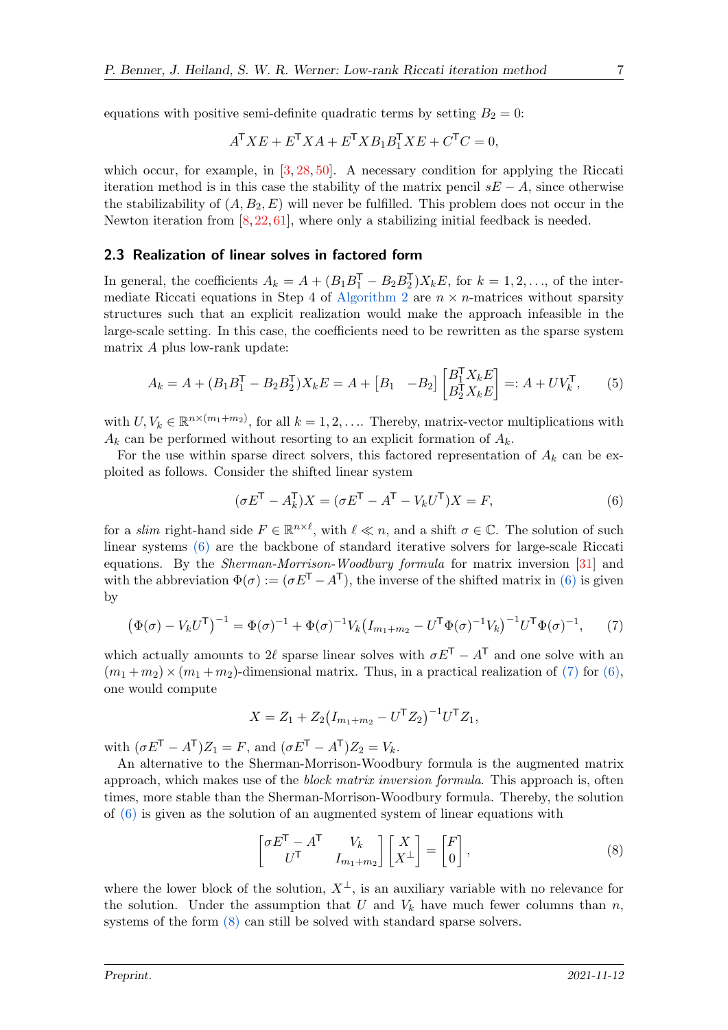equations with positive semi-definite quadratic terms by setting $B_2 = 0$:

$$A^{\mathsf{T}} X E + E^{\mathsf{T}} X A + E^{\mathsf{T}} X B_1 B_1^{\mathsf{T}} X E + C^{\mathsf{T}} C = 0,$$

which occur, for example, in [3, 28, 50]. A necessary condition for applying the Riccati iteration method is in this case the stability of the matrix pencil $sE - A$, since otherwise the stabilizability of $(A, B_2, E)$ will never be fulfilled. This problem does not occur in the Newton iteration from [8, 22, 61], where only a stabilizing initial feedback is needed.

### 2.3 Realization of linear solves in factored form

In general, the coefficients $A_k = A + (B_1 B_1^{\mathsf{T}} - B_2 B_2^{\mathsf{T}}) X_k E$, for $k = 1, 2, \ldots$, of the intermediate Riccati equations in Step 4 of Algorithm 2 are $n \times n$-matrices without sparsity structures such that an explicit realization would make the approach infeasible in the large-scale setting. In this case, the coefficients need to be rewritten as the sparse system matrix $A$ plus low-rank update:

$$A_k = A + (B_1 B_1^{\mathsf{T}} - B_2 B_2^{\mathsf{T}}) X_k E = A + \begin{bmatrix} B_1 & -B_2 \end{bmatrix} \begin{bmatrix} B_1^{\mathsf{T}} X_k E \\ B_2^{\mathsf{T}} X_k E \end{bmatrix} =: A + U V_k^{\mathsf{T}}, \tag{5}$$

with $U, V_k \in \mathbb{R}^{n \times (m_1 + m_2)}$, for all $k = 1, 2, \ldots$. Thereby, matrix-vector multiplications with $A_k$ can be performed without resorting to an explicit formation of $A_k$.

For the use within sparse direct solvers, this factored representation of $A_k$ can be exploited as follows. Consider the shifted linear system

$$(\sigma E^{\mathsf{T}} - A_k^{\mathsf{T}}) X = (\sigma E^{\mathsf{T}} - A^{\mathsf{T}} - V_k U^{\mathsf{T}}) X = F, \tag{6}$$

for a *slim* right-hand side $F \in \mathbb{R}^{n \times \ell}$, with $\ell \ll n$, and a shift $\sigma \in \mathbb{C}$. The solution of such linear systems (6) are the backbone of standard iterative solvers for large-scale Riccati equations. By the *Sherman-Morrison-Woodbury formula* for matrix inversion [31] and with the abbreviation $\Phi(\sigma) := (\sigma E^{\mathsf{T}} - A^{\mathsf{T}})$, the inverse of the shifted matrix in (6) is given by

$$\big(\Phi(\sigma) - V_k U^{\mathsf{T}}\big)^{-1} = \Phi(\sigma)^{-1} + \Phi(\sigma)^{-1} V_k \big(I_{m_1+m_2} - U^{\mathsf{T}} \Phi(\sigma)^{-1} V_k\big)^{-1} U^{\mathsf{T}} \Phi(\sigma)^{-1}, \tag{7}$$

which actually amounts to $2\ell$ sparse linear solves with $\sigma E^{\mathsf{T}} - A^{\mathsf{T}}$ and one solve with an $(m_1 + m_2) \times (m_1 + m_2)$-dimensional matrix. Thus, in a practical realization of (7) for (6), one would compute

$$X = Z_1 + Z_2 \big(I_{m_1+m_2} - U^{\mathsf{T}} Z_2\big)^{-1} U^{\mathsf{T}} Z_1,$$

with $(\sigma E^{\mathsf{T}} - A^{\mathsf{T}}) Z_1 = F$, and $(\sigma E^{\mathsf{T}} - A^{\mathsf{T}}) Z_2 = V_k$.

An alternative to the Sherman-Morrison-Woodbury formula is the augmented matrix approach, which makes use of the *block matrix inversion formula*. This approach is, often times, more stable than the Sherman-Morrison-Woodbury formula. Thereby, the solution of (6) is given as the solution of an augmented system of linear equations with

$$\begin{bmatrix} \sigma E^{\mathsf{T}} - A^{\mathsf{T}} & V_k \\ U^{\mathsf{T}} & I_{m_1+m_2} \end{bmatrix} \begin{bmatrix} X \\ X^{\perp} \end{bmatrix} = \begin{bmatrix} F \\ 0 \end{bmatrix}, \tag{8}$$

where the lower block of the solution, $X^{\perp}$, is an auxiliary variable with no relevance for the solution. Under the assumption that $U$ and $V_k$ have much fewer columns than $n$, systems of the form (8) can still be solved with standard sparse solvers.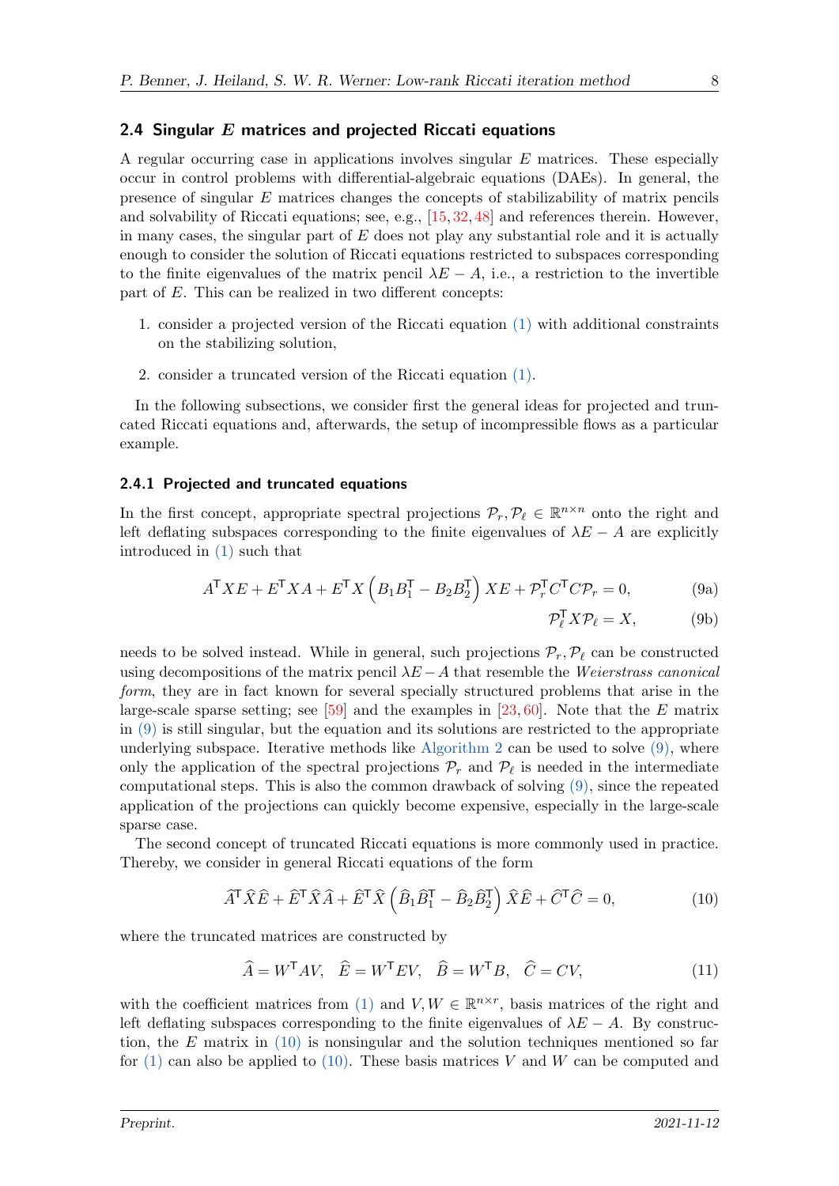### 2.4 Singular $E$ matrices and projected Riccati equations

A regular occurring case in applications involves singular $E$ matrices. These especially occur in control problems with differential-algebraic equations (DAEs). In general, the presence of singular $E$ matrices changes the concepts of stabilizability of matrix pencils and solvability of Riccati equations; see, e.g., [15,32,48] and references therein. However, in many cases, the singular part of $E$ does not play any substantial role and it is actually enough to consider the solution of Riccati equations restricted to subspaces corresponding to the finite eigenvalues of the matrix pencil $\lambda E - A$, i.e., a restriction to the invertible part of $E$. This can be realized in two different concepts:

1. consider a projected version of the Riccati equation (1) with additional constraints on the stabilizing solution,
2. consider a truncated version of the Riccati equation (1).

In the following subsections, we consider first the general ideas for projected and truncated Riccati equations and, afterwards, the setup of incompressible flows as a particular example.

#### 2.4.1 Projected and truncated equations

In the first concept, appropriate spectral projections $\mathcal{P}_r, \mathcal{P}_\ell \in \mathbb{R}^{n \times n}$ onto the right and left deflating subspaces corresponding to the finite eigenvalues of $\lambda E - A$ are explicitly introduced in (1) such that

$$A^{\mathsf{T}} X E + E^{\mathsf{T}} X A + E^{\mathsf{T}} X \left( B_1 B_1^{\mathsf{T}} - B_2 B_2^{\mathsf{T}} \right) X E + \mathcal{P}_r^{\mathsf{T}} C^{\mathsf{T}} C \mathcal{P}_r = 0, \tag{9a}$$

$$\mathcal{P}_\ell^{\mathsf{T}} X \mathcal{P}_\ell = X, \tag{9b}$$

needs to be solved instead. While in general, such projections $\mathcal{P}_r, \mathcal{P}_\ell$ can be constructed using decompositions of the matrix pencil $\lambda E - A$ that resemble the *Weierstrass canonical form*, they are in fact known for several specially structured problems that arise in the large-scale sparse setting; see [59] and the examples in [23,60]. Note that the $E$ matrix in (9) is still singular, but the equation and its solutions are restricted to the appropriate underlying subspace. Iterative methods like Algorithm 2 can be used to solve (9), where only the application of the spectral projections $\mathcal{P}_r$ and $\mathcal{P}_\ell$ is needed in the intermediate computational steps. This is also the common drawback of solving (9), since the repeated application of the projections can quickly become expensive, especially in the large-scale sparse case.

The second concept of truncated Riccati equations is more commonly used in practice. Thereby, we consider in general Riccati equations of the form

$$\widehat{A}^{\mathsf{T}} \widehat{X} \widehat{E} + \widehat{E}^{\mathsf{T}} \widehat{X} \widehat{A} + \widehat{E}^{\mathsf{T}} \widehat{X} \left( \widehat{B}_1 \widehat{B}_1^{\mathsf{T}} - \widehat{B}_2 \widehat{B}_2^{\mathsf{T}} \right) \widehat{X} \widehat{E} + \widehat{C}^{\mathsf{T}} \widehat{C} = 0, \tag{10}$$

where the truncated matrices are constructed by

$$\widehat{A} = W^{\mathsf{T}} A V, \quad \widehat{E} = W^{\mathsf{T}} E V, \quad \widehat{B} = W^{\mathsf{T}} B, \quad \widehat{C} = C V, \tag{11}$$

with the coefficient matrices from (1) and $V, W \in \mathbb{R}^{n \times r}$, basis matrices of the right and left deflating subspaces corresponding to the finite eigenvalues of $\lambda E - A$. By construction, the $E$ matrix in (10) is nonsingular and the solution techniques mentioned so far for (1) can also be applied to (10). These basis matrices $V$ and $W$ can be computed and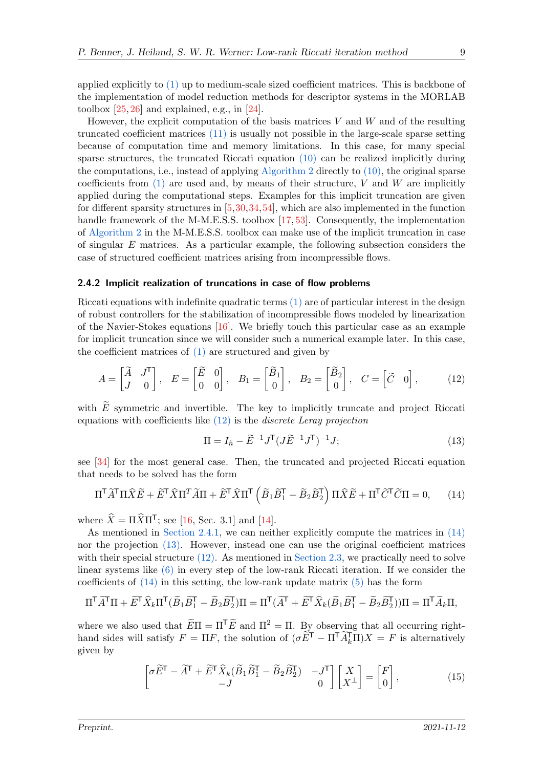applied explicitly to (1) up to medium-scale sized coefficient matrices. This is backbone of the implementation of model reduction methods for descriptor systems in the MORLAB toolbox [25,26] and explained, e.g., in [24].

However, the explicit computation of the basis matrices $V$ and $W$ and of the resulting truncated coefficient matrices (11) is usually not possible in the large-scale sparse setting because of computation time and memory limitations. In this case, for many special sparse structures, the truncated Riccati equation (10) can be realized implicitly during the computations, i.e., instead of applying Algorithm 2 directly to (10), the original sparse coefficients from (1) are used and, by means of their structure, $V$ and $W$ are implicitly applied during the computational steps. Examples for this implicit truncation are given for different sparsity structures in [5,30,34,54], which are also implemented in the function handle framework of the M-M.E.S.S. toolbox [17,53]. Consequently, the implementation of Algorithm 2 in the M-M.E.S.S. toolbox can make use of the implicit truncation in case of singular $E$ matrices. As a particular example, the following subsection considers the case of structured coefficient matrices arising from incompressible flows.

### 2.4.2 Implicit realization of truncations in case of flow problems

Riccati equations with indefinite quadratic terms (1) are of particular interest in the design of robust controllers for the stabilization of incompressible flows modeled by linearization of the Navier-Stokes equations [16]. We briefly touch this particular case as an example for implicit truncation since we will consider such a numerical example later. In this case, the coefficient matrices of (1) are structured and given by

$$A = \begin{bmatrix} \widetilde{A} & J^{\mathsf{T}} \\ J & 0 \end{bmatrix}, \quad E = \begin{bmatrix} \widetilde{E} & 0 \\ 0 & 0 \end{bmatrix}, \quad B_1 = \begin{bmatrix} \widetilde{B}_1 \\ 0 \end{bmatrix}, \quad B_2 = \begin{bmatrix} \widetilde{B}_2 \\ 0 \end{bmatrix}, \quad C = \begin{bmatrix} \widetilde{C} & 0 \end{bmatrix}, \tag{12}$$

with $\widetilde{E}$ symmetric and invertible. The key to implicitly truncate and project Riccati equations with coefficients like (12) is the *discrete Leray projection*

$$\Pi = I_{\tilde{n}} - \widetilde{E}^{-1} J^{\mathsf{T}} (J \widetilde{E}^{-1} J^{\mathsf{T}})^{-1} J; \tag{13}$$

see [34] for the most general case. Then, the truncated and projected Riccati equation that needs to be solved has the form

$$\Pi^{\mathsf{T}} \widetilde{A}^{\mathsf{T}} \Pi \widehat{X} \widetilde{E} + \widetilde{E}^{\mathsf{T}} \widehat{X} \Pi^{T} \widetilde{A} \Pi + \widetilde{E}^{\mathsf{T}} \widehat{X} \Pi^{\mathsf{T}} \left( \widetilde{B}_1 \widetilde{B}_1^{\mathsf{T}} - \widetilde{B}_2 \widetilde{B}_2^{\mathsf{T}} \right) \Pi \widehat{X} \widetilde{E} + \Pi^{\mathsf{T}} \widetilde{C}^{\mathsf{T}} \widetilde{C} \Pi = 0, \tag{14}$$

where $\widehat{X} = \Pi \widehat{X} \Pi^{\mathsf{T}}$; see [16, Sec. 3.1] and [14].

As mentioned in Section 2.4.1, we can neither explicitly compute the matrices in (14) nor the projection (13). However, instead one can use the original coefficient matrices with their special structure (12). As mentioned in Section 2.3, we practically need to solve linear systems like (6) in every step of the low-rank Riccati iteration. If we consider the coefficients of (14) in this setting, the low-rank update matrix (5) has the form

$$\Pi^{\mathsf{T}} \widetilde{A}^{\mathsf{T}} \Pi + \widetilde{E}^{\mathsf{T}} \widehat{X}_k \Pi^{\mathsf{T}} (\widetilde{B}_1 \widetilde{B}_1^{\mathsf{T}} - \widetilde{B}_2 \widetilde{B}_2^{\mathsf{T}}) \Pi = \Pi^{\mathsf{T}} (\widetilde{A}^{\mathsf{T}} + \widetilde{E}^{\mathsf{T}} \widehat{X}_k (\widetilde{B}_1 \widetilde{B}_1^{\mathsf{T}} - \widetilde{B}_2 \widetilde{B}_2^{\mathsf{T}})) \Pi = \Pi^{\mathsf{T}} \widetilde{A}_k \Pi,$$

where we also used that $\widetilde{E} \Pi = \Pi^{\mathsf{T}} \widetilde{E}$ and $\Pi^2 = \Pi$. By observing that all occurring right-hand sides will satisfy $F = \Pi F$, the solution of $(\sigma \widetilde{E}^{\mathsf{T}} - \Pi^{\mathsf{T}} \widetilde{A}_k^{\mathsf{T}} \Pi) X = F$ is alternatively given by

$$\begin{bmatrix} \sigma \widetilde{E}^{\mathsf{T}} - \widetilde{A}^{\mathsf{T}} + \widetilde{E}^{\mathsf{T}} \widehat{X}_k (\widetilde{B}_1 \widetilde{B}_1^{\mathsf{T}} - \widetilde{B}_2 \widetilde{B}_2^{\mathsf{T}}) & -J^{\mathsf{T}} \\ -J & 0 \end{bmatrix} \begin{bmatrix} X \\ X^{\perp} \end{bmatrix} = \begin{bmatrix} F \\ 0 \end{bmatrix}, \tag{15}$$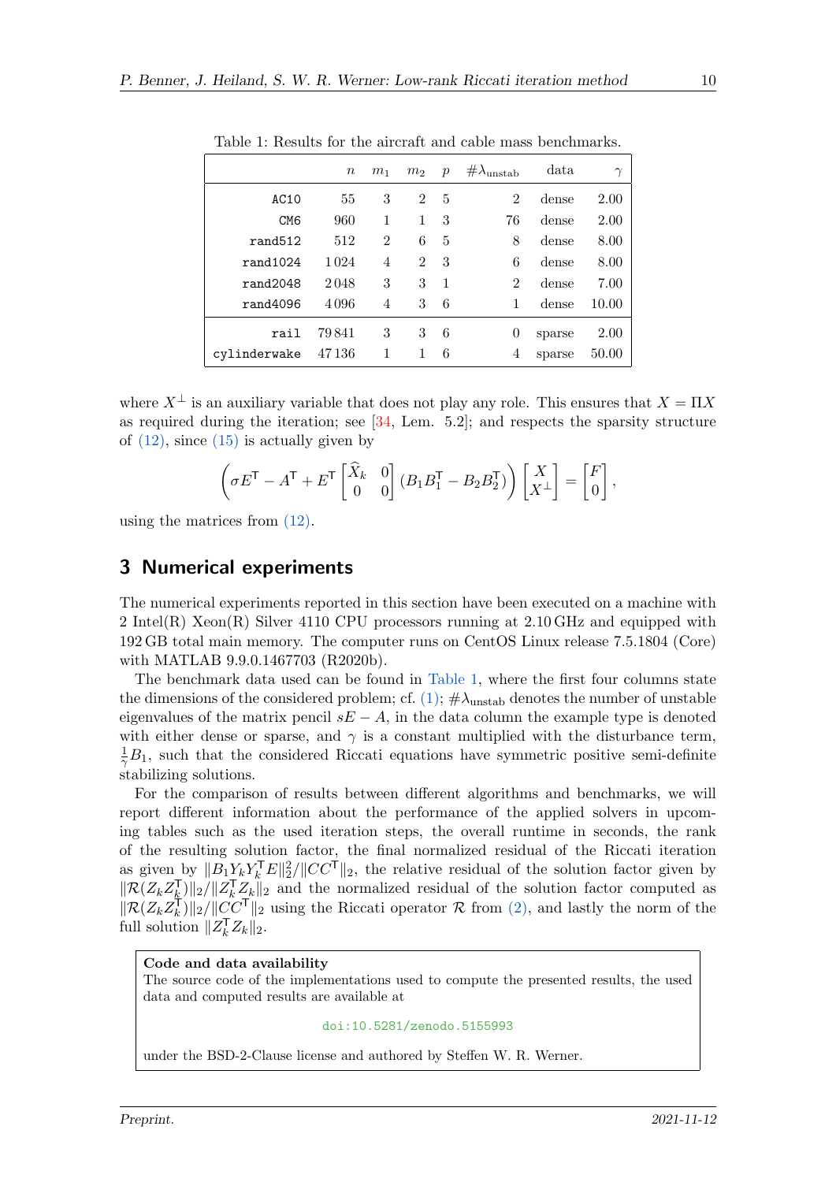Table 1: Results for the aircraft and cable mass benchmarks.

| | $n$ | $m_1$ | $m_2$ | $p$ | $\#\lambda_{\text{unstab}}$ | data | $\gamma$ |
|---|---|---|---|---|---|---|---|
| `AC10` | 55 | 3 | 2 | 5 | 2 | dense | 2.00 |
| `CM6` | 960 | 1 | 1 | 3 | 76 | dense | 2.00 |
| `rand512` | 512 | 2 | 6 | 5 | 8 | dense | 8.00 |
| `rand1024` | 1 024 | 4 | 2 | 3 | 6 | dense | 8.00 |
| `rand2048` | 2 048 | 3 | 3 | 1 | 2 | dense | 7.00 |
| `rand4096` | 4 096 | 4 | 3 | 6 | 1 | dense | 10.00 |
| `rail` | 79 841 | 3 | 3 | 6 | 0 | sparse | 2.00 |
| `cylinderwake` | 47 136 | 1 | 1 | 6 | 4 | sparse | 50.00 |

where $X^{\perp}$ is an auxiliary variable that does not play any role. This ensures that $X = \Pi X$ as required during the iteration; see [34, Lem. 5.2]; and respects the sparsity structure of (12), since (15) is actually given by

$$\left(\sigma E^{\mathsf{T}} - A^{\mathsf{T}} + E^{\mathsf{T}} \begin{bmatrix} \widehat{X}_k & 0 \\ 0 & 0 \end{bmatrix} (B_1 B_1^{\mathsf{T}} - B_2 B_2^{\mathsf{T}})\right) \begin{bmatrix} X \\ X^{\perp} \end{bmatrix} = \begin{bmatrix} F \\ 0 \end{bmatrix},$$

using the matrices from (12).

## 3 Numerical experiments

The numerical experiments reported in this section have been executed on a machine with 2 Intel(R) Xeon(R) Silver 4110 CPU processors running at 2.10 GHz and equipped with 192 GB total main memory. The computer runs on CentOS Linux release 7.5.1804 (Core) with MATLAB 9.9.0.1467703 (R2020b).

The benchmark data used can be found in Table 1, where the first four columns state the dimensions of the considered problem; cf. (1); $\#\lambda_{\text{unstab}}$ denotes the number of unstable eigenvalues of the matrix pencil $sE - A$, in the data column the example type is denoted with either dense or sparse, and $\gamma$ is a constant multiplied with the disturbance term, $\frac{1}{\gamma} B_1$, such that the considered Riccati equations have symmetric positive semi-definite stabilizing solutions.

For the comparison of results between different algorithms and benchmarks, we will report different information about the performance of the applied solvers in upcoming tables such as the used iteration steps, the overall runtime in seconds, the rank of the resulting solution factor, the final normalized residual of the Riccati iteration as given by $\|B_1 Y_k Y_k^{\mathsf{T}} E\|_2^2 / \|CC^{\mathsf{T}}\|_2$, the relative residual of the solution factor given by $\|\mathcal{R}(Z_k Z_k^{\mathsf{T}})\|_2 / \|Z_k^{\mathsf{T}} Z_k\|_2$ and the normalized residual of the solution factor computed as $\|\mathcal{R}(Z_k Z_k^{\mathsf{T}})\|_2 / \|CC^{\mathsf{T}}\|_2$ using the Riccati operator $\mathcal{R}$ from (2), and lastly the norm of the full solution $\|Z_k^{\mathsf{T}} Z_k\|_2$.

**Code and data availability**

The source code of the implementations used to compute the presented results, the used data and computed results are available at

doi:10.5281/zenodo.5155993

under the BSD-2-Clause license and authored by Steffen W. R. Werner.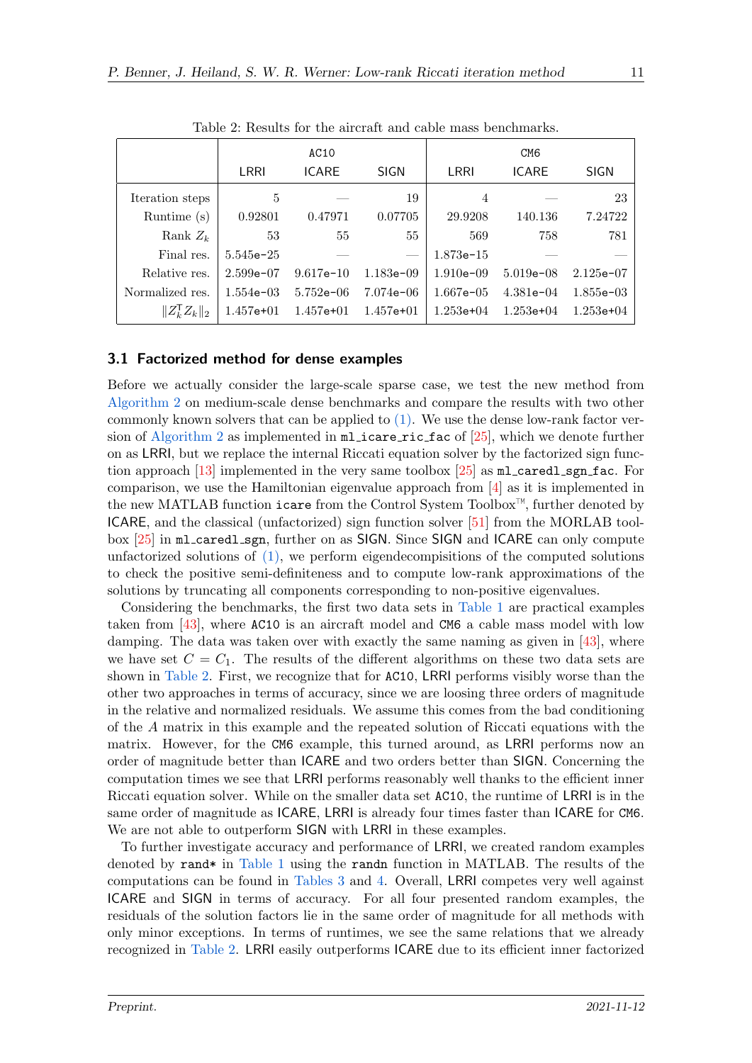Table 2: Results for the aircraft and cable mass benchmarks.

| | AC10 | | | CM6 | | |
|---|---|---|---|---|---|---|
| | LRRI | ICARE | SIGN | LRRI | ICARE | SIGN |
| Iteration steps | 5 | — | 19 | 4 | — | 23 |
| Runtime (s) | 0.92801 | 0.47971 | 0.07705 | 29.9208 | 140.136 | 7.24722 |
| Rank $Z_k$ | 53 | 55 | 55 | 569 | 758 | 781 |
| Final res. | 5.545e-25 | — | — | 1.873e-15 | — | — |
| Relative res. | 2.599e-07 | 9.617e-10 | 1.183e-09 | 1.910e-09 | 5.019e-08 | 2.125e-07 |
| Normalized res. | 1.554e-03 | 5.752e-06 | 7.074e-06 | 1.667e-05 | 4.381e-04 | 1.855e-03 |
| $\lVert Z_k^{\mathsf{T}} Z_k \rVert_2$ | 1.457e+01 | 1.457e+01 | 1.457e+01 | 1.253e+04 | 1.253e+04 | 1.253e+04 |

### 3.1 Factorized method for dense examples

Before we actually consider the large-scale sparse case, we test the new method from Algorithm 2 on medium-scale dense benchmarks and compare the results with two other commonly known solvers that can be applied to (1). We use the dense low-rank factor version of Algorithm 2 as implemented in `ml_icare_ric_fac` of [25], which we denote further on as LRRI, but we replace the internal Riccati equation solver by the factorized sign function approach [13] implemented in the very same toolbox [25] as `ml_caredl_sgn_fac`. For comparison, we use the Hamiltonian eigenvalue approach from [4] as it is implemented in the new MATLAB function `icare` from the Control System Toolbox™, further denoted by ICARE, and the classical (unfactorized) sign function solver [51] from the MORLAB toolbox [25] in `ml_caredl_sgn`, further on as SIGN. Since SIGN and ICARE can only compute unfactorized solutions of (1), we perform eigendecompisitions of the computed solutions to check the positive semi-definiteness and to compute low-rank approximations of the solutions by truncating all components corresponding to non-positive eigenvalues.

Considering the benchmarks, the first two data sets in Table 1 are practical examples taken from [43], where `AC10` is an aircraft model and `CM6` a cable mass model with low damping. The data was taken over with exactly the same naming as given in [43], where we have set $C = C_1$. The results of the different algorithms on these two data sets are shown in Table 2. First, we recognize that for `AC10`, LRRI performs visibly worse than the other two approaches in terms of accuracy, since we are loosing three orders of magnitude in the relative and normalized residuals. We assume this comes from the bad conditioning of the $A$ matrix in this example and the repeated solution of Riccati equations with the matrix. However, for the `CM6` example, this turned around, as LRRI performs now an order of magnitude better than ICARE and two orders better than SIGN. Concerning the computation times we see that LRRI performs reasonably well thanks to the efficient inner Riccati equation solver. While on the smaller data set `AC10`, the runtime of LRRI is in the same order of magnitude as ICARE, LRRI is already four times faster than ICARE for `CM6`. We are not able to outperform SIGN with LRRI in these examples.

To further investigate accuracy and performance of LRRI, we created random examples denoted by `rand*` in Table 1 using the `randn` function in MATLAB. The results of the computations can be found in Tables 3 and 4. Overall, LRRI competes very well against ICARE and SIGN in terms of accuracy. For all four presented random examples, the residuals of the solution factors lie in the same order of magnitude for all methods with only minor exceptions. In terms of runtimes, we see the same relations that we already recognized in Table 2. LRRI easily outperforms ICARE due to its efficient inner factorized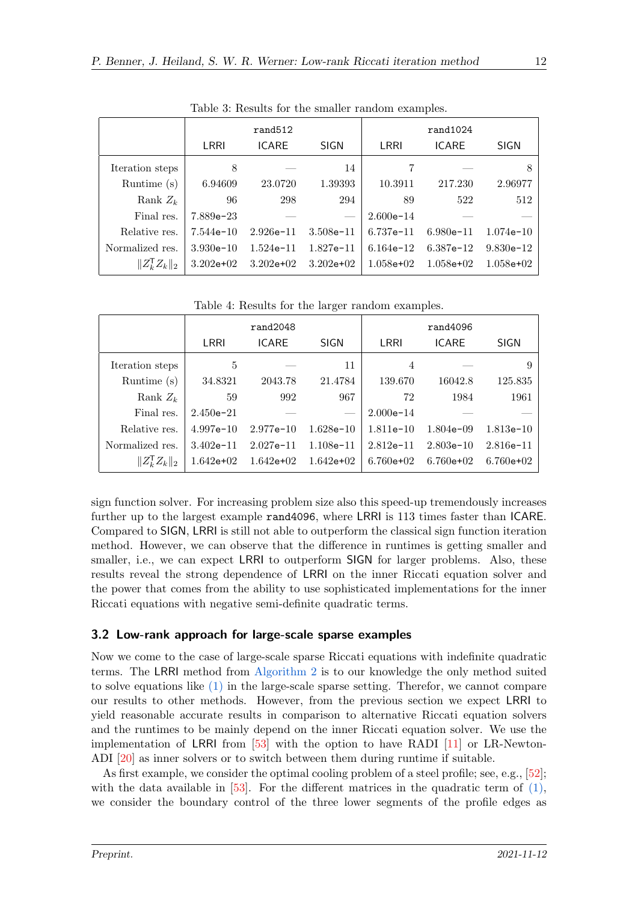Table 3: Results for the smaller random examples.

| | rand512 | | | rand1024 | | |
|---|---|---|---|---|---|---|
| | LRRI | ICARE | SIGN | LRRI | ICARE | SIGN |
| Iteration steps | 8 | — | 14 | 7 | — | 8 |
| Runtime (s) | 6.94609 | 23.0720 | 1.39393 | 10.3911 | 217.230 | 2.96977 |
| Rank $Z_k$ | 96 | 298 | 294 | 89 | 522 | 512 |
| Final res. | 7.889e−23 | — | — | 2.600e−14 | — | — |
| Relative res. | 7.544e−10 | 2.926e−11 | 3.508e−11 | 6.737e−11 | 6.980e−11 | 1.074e−10 |
| Normalized res. | 3.930e−10 | 1.524e−11 | 1.827e−11 | 6.164e−12 | 6.387e−12 | 9.830e−12 |
| $\|Z_k^{\mathsf{T}} Z_k\|_2$ | 3.202e+02 | 3.202e+02 | 3.202e+02 | 1.058e+02 | 1.058e+02 | 1.058e+02 |

Table 4: Results for the larger random examples.

| | rand2048 | | | rand4096 | | |
|---|---|---|---|---|---|---|
| | LRRI | ICARE | SIGN | LRRI | ICARE | SIGN |
| Iteration steps | 5 | — | 11 | 4 | — | 9 |
| Runtime (s) | 34.8321 | 2043.78 | 21.4784 | 139.670 | 16042.8 | 125.835 |
| Rank $Z_k$ | 59 | 992 | 967 | 72 | 1984 | 1961 |
| Final res. | 2.450e−21 | — | — | 2.000e−14 | — | — |
| Relative res. | 4.997e−10 | 2.977e−10 | 1.628e−10 | 1.811e−10 | 1.804e−09 | 1.813e−10 |
| Normalized res. | 3.402e−11 | 2.027e−11 | 1.108e−11 | 2.812e−11 | 2.803e−10 | 2.816e−11 |
| $\|Z_k^{\mathsf{T}} Z_k\|_2$ | 1.642e+02 | 1.642e+02 | 1.642e+02 | 6.760e+02 | 6.760e+02 | 6.760e+02 |

sign function solver. For increasing problem size also this speed-up tremendously increases further up to the largest example rand4096, where LRRI is 113 times faster than ICARE. Compared to SIGN, LRRI is still not able to outperform the classical sign function iteration method. However, we can observe that the difference in runtimes is getting smaller and smaller, i.e., we can expect LRRI to outperform SIGN for larger problems. Also, these results reveal the strong dependence of LRRI on the inner Riccati equation solver and the power that comes from the ability to use sophisticated implementations for the inner Riccati equations with negative semi-definite quadratic terms.

### 3.2 Low-rank approach for large-scale sparse examples

Now we come to the case of large-scale sparse Riccati equations with indefinite quadratic terms. The LRRI method from Algorithm 2 is to our knowledge the only method suited to solve equations like (1) in the large-scale sparse setting. Therefor, we cannot compare our results to other methods. However, from the previous section we expect LRRI to yield reasonable accurate results in comparison to alternative Riccati equation solvers and the runtimes to be mainly depend on the inner Riccati equation solver. We use the implementation of LRRI from [53] with the option to have RADI [11] or LR-Newton-ADI [20] as inner solvers or to switch between them during runtime if suitable.

As first example, we consider the optimal cooling problem of a steel profile; see, e.g., [52]; with the data available in [53]. For the different matrices in the quadratic term of (1), we consider the boundary control of the three lower segments of the profile edges as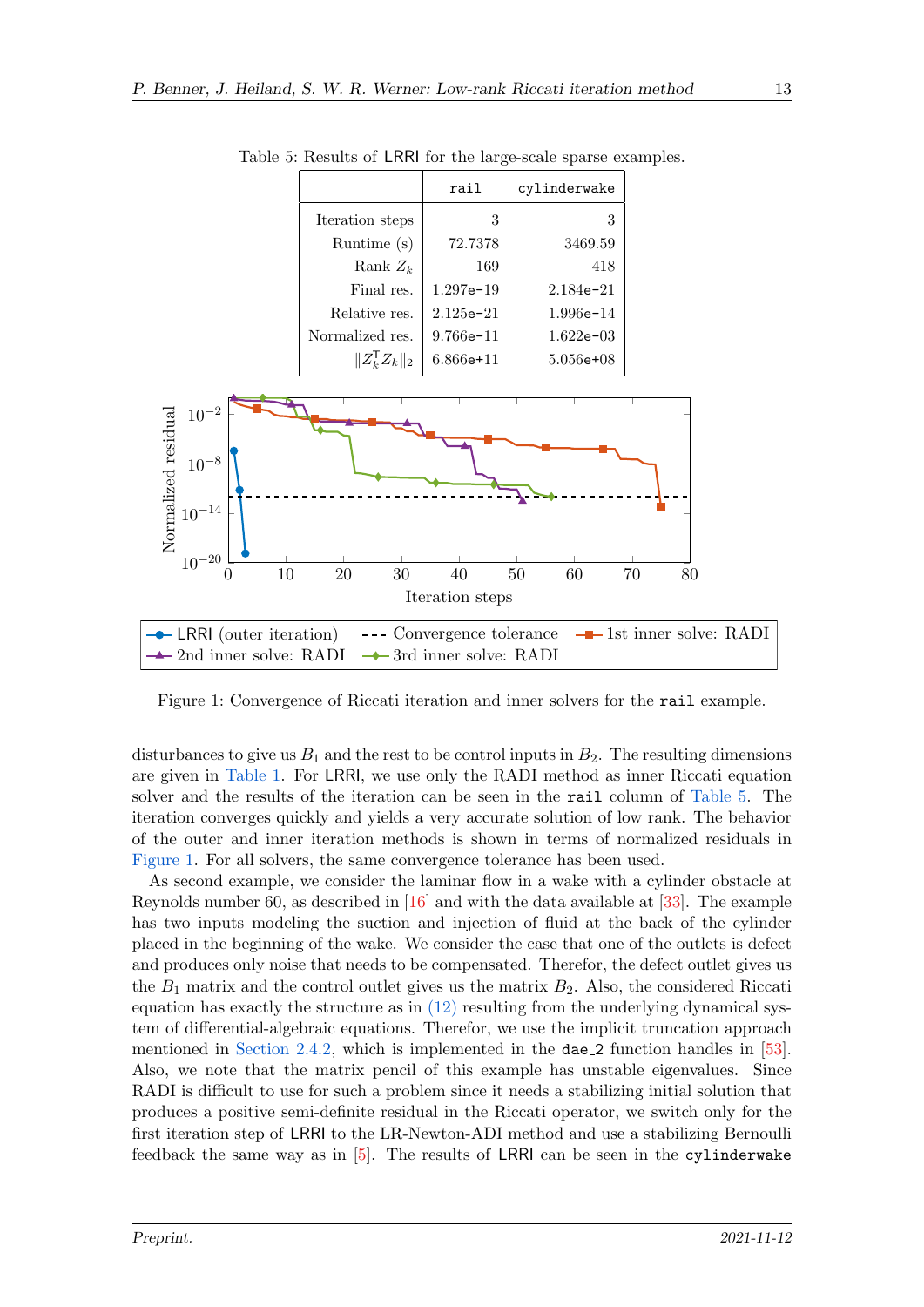Table 5: Results of LRRI for the large-scale sparse examples.

| | rail | cylinderwake |
|---|---|---|
| Iteration steps | 3 | 3 |
| Runtime (s) | 72.7378 | 3469.59 |
| Rank $Z_k$ | 169 | 418 |
| Final res. | 1.297e-19 | 2.184e-21 |
| Relative res. | 2.125e-21 | 1.996e-14 |
| Normalized res. | 9.766e-11 | 1.622e-03 |
| $\|Z_k^\mathsf{T} Z_k\|_2$ | 6.866e+11 | 5.056e+08 |

Figure 1: Convergence of Riccati iteration and inner solvers for the `rail` example.

disturbances to give us $B_1$ and the rest to be control inputs in $B_2$. The resulting dimensions are given in Table 1. For LRRI, we use only the RADI method as inner Riccati equation solver and the results of the iteration can be seen in the `rail` column of Table 5. The iteration converges quickly and yields a very accurate solution of low rank. The behavior of the outer and inner iteration methods is shown in terms of normalized residuals in Figure 1. For all solvers, the same convergence tolerance has been used.

As second example, we consider the laminar flow in a wake with a cylinder obstacle at Reynolds number 60, as described in [16] and with the data available at [33]. The example has two inputs modeling the suction and injection of fluid at the back of the cylinder placed in the beginning of the wake. We consider the case that one of the outlets is defect and produces only noise that needs to be compensated. Therefor, the defect outlet gives us the $B_1$ matrix and the control outlet gives us the matrix $B_2$. Also, the considered Riccati equation has exactly the structure as in (12) resulting from the underlying dynamical system of differential-algebraic equations. Therefor, we use the implicit truncation approach mentioned in Section 2.4.2, which is implemented in the `dae_2` function handles in [53]. Also, we note that the matrix pencil of this example has unstable eigenvalues. Since RADI is difficult to use for such a problem since it needs a stabilizing initial solution that produces a positive semi-definite residual in the Riccati operator, we switch only for the first iteration step of LRRI to the LR-Newton-ADI method and use a stabilizing Bernoulli feedback the same way as in [5]. The results of LRRI can be seen in the `cylinderwake`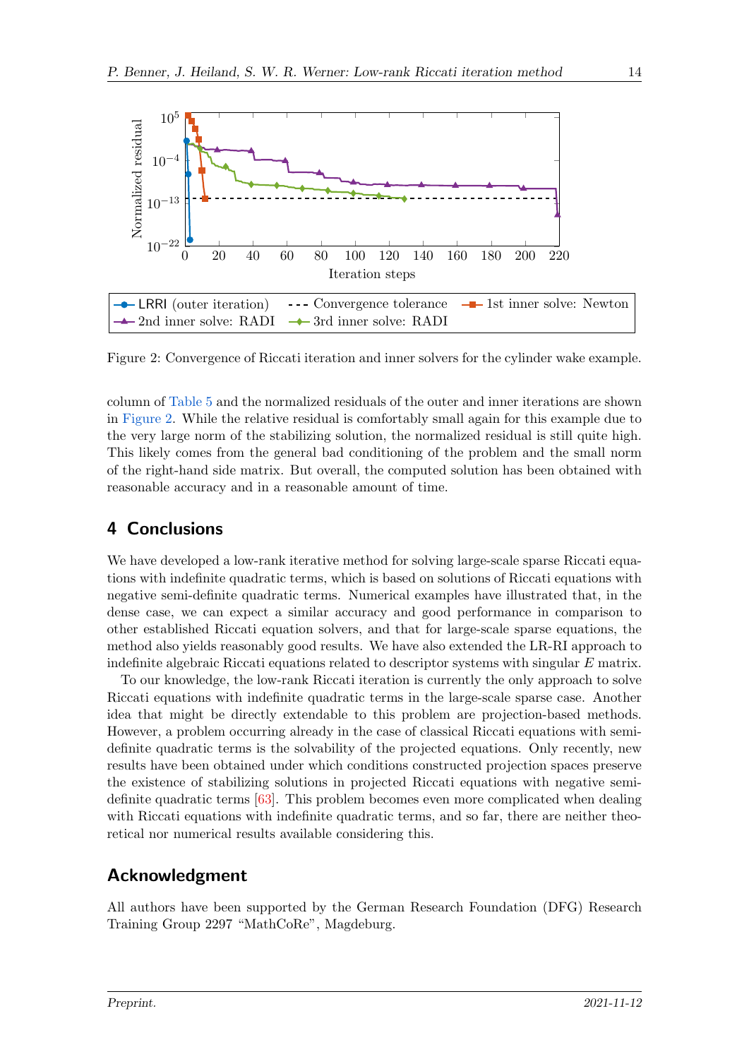Figure 2: Convergence of Riccati iteration and inner solvers for the cylinder wake example.

column of Table 5 and the normalized residuals of the outer and inner iterations are shown in Figure 2. While the relative residual is comfortably small again for this example due to the very large norm of the stabilizing solution, the normalized residual is still quite high. This likely comes from the general bad conditioning of the problem and the small norm of the right-hand side matrix. But overall, the computed solution has been obtained with reasonable accuracy and in a reasonable amount of time.

## 4 Conclusions

We have developed a low-rank iterative method for solving large-scale sparse Riccati equations with indefinite quadratic terms, which is based on solutions of Riccati equations with negative semi-definite quadratic terms. Numerical examples have illustrated that, in the dense case, we can expect a similar accuracy and good performance in comparison to other established Riccati equation solvers, and that for large-scale sparse equations, the method also yields reasonably good results. We have also extended the LR-RI approach to indefinite algebraic Riccati equations related to descriptor systems with singular $E$ matrix.

To our knowledge, the low-rank Riccati iteration is currently the only approach to solve Riccati equations with indefinite quadratic terms in the large-scale sparse case. Another idea that might be directly extendable to this problem are projection-based methods. However, a problem occurring already in the case of classical Riccati equations with semi-definite quadratic terms is the solvability of the projected equations. Only recently, new results have been obtained under which conditions constructed projection spaces preserve the existence of stabilizing solutions in projected Riccati equations with negative semi-definite quadratic terms [63]. This problem becomes even more complicated when dealing with Riccati equations with indefinite quadratic terms, and so far, there are neither theoretical nor numerical results available considering this.

## Acknowledgment

All authors have been supported by the German Research Foundation (DFG) Research Training Group 2297 "MathCoRe", Magdeburg.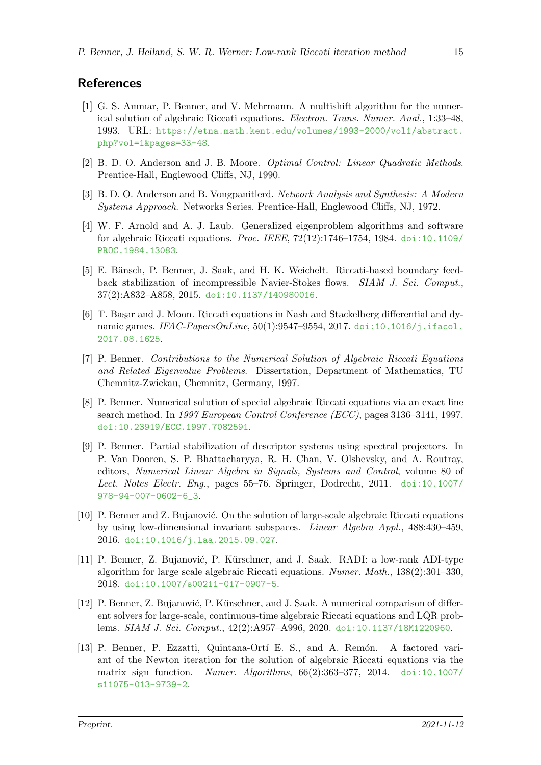## References

[1] G. S. Ammar, P. Benner, and V. Mehrmann. A multishift algorithm for the numerical solution of algebraic Riccati equations. *Electron. Trans. Numer. Anal.*, 1:33–48, 1993. URL: https://etna.math.kent.edu/volumes/1993-2000/vol1/abstract.php?vol=1&pages=33-48.

[2] B. D. O. Anderson and J. B. Moore. *Optimal Control: Linear Quadratic Methods*. Prentice-Hall, Englewood Cliffs, NJ, 1990.

[3] B. D. O. Anderson and B. Vongpanitlerd. *Network Analysis and Synthesis: A Modern Systems Approach*. Networks Series. Prentice-Hall, Englewood Cliffs, NJ, 1972.

[4] W. F. Arnold and A. J. Laub. Generalized eigenproblem algorithms and software for algebraic Riccati equations. *Proc. IEEE*, 72(12):1746–1754, 1984. doi:10.1109/PROC.1984.13083.

[5] E. Bänsch, P. Benner, J. Saak, and H. K. Weichelt. Riccati-based boundary feedback stabilization of incompressible Navier-Stokes flows. *SIAM J. Sci. Comput.*, 37(2):A832–A858, 2015. doi:10.1137/140980016.

[6] T. Başar and J. Moon. Riccati equations in Nash and Stackelberg differential and dynamic games. *IFAC-PapersOnLine*, 50(1):9547–9554, 2017. doi:10.1016/j.ifacol.2017.08.1625.

[7] P. Benner. *Contributions to the Numerical Solution of Algebraic Riccati Equations and Related Eigenvalue Problems*. Dissertation, Department of Mathematics, TU Chemnitz-Zwickau, Chemnitz, Germany, 1997.

[8] P. Benner. Numerical solution of special algebraic Riccati equations via an exact line search method. In *1997 European Control Conference (ECC)*, pages 3136–3141, 1997. doi:10.23919/ECC.1997.7082591.

[9] P. Benner. Partial stabilization of descriptor systems using spectral projectors. In P. Van Dooren, S. P. Bhattacharyya, R. H. Chan, V. Olshevsky, and A. Routray, editors, *Numerical Linear Algebra in Signals, Systems and Control*, volume 80 of *Lect. Notes Electr. Eng.*, pages 55–76. Springer, Dodrecht, 2011. doi:10.1007/978-94-007-0602-6_3.

[10] P. Benner and Z. Bujanović. On the solution of large-scale algebraic Riccati equations by using low-dimensional invariant subspaces. *Linear Algebra Appl.*, 488:430–459, 2016. doi:10.1016/j.laa.2015.09.027.

[11] P. Benner, Z. Bujanović, P. Kürschner, and J. Saak. RADI: a low-rank ADI-type algorithm for large scale algebraic Riccati equations. *Numer. Math.*, 138(2):301–330, 2018. doi:10.1007/s00211-017-0907-5.

[12] P. Benner, Z. Bujanović, P. Kürschner, and J. Saak. A numerical comparison of different solvers for large-scale, continuous-time algebraic Riccati equations and LQR problems. *SIAM J. Sci. Comput.*, 42(2):A957–A996, 2020. doi:10.1137/18M1220960.

[13] P. Benner, P. Ezzatti, Quintana-Ortí E. S., and A. Remón. A factored variant of the Newton iteration for the solution of algebraic Riccati equations via the matrix sign function. *Numer. Algorithms*, 66(2):363–377, 2014. doi:10.1007/s11075-013-9739-2.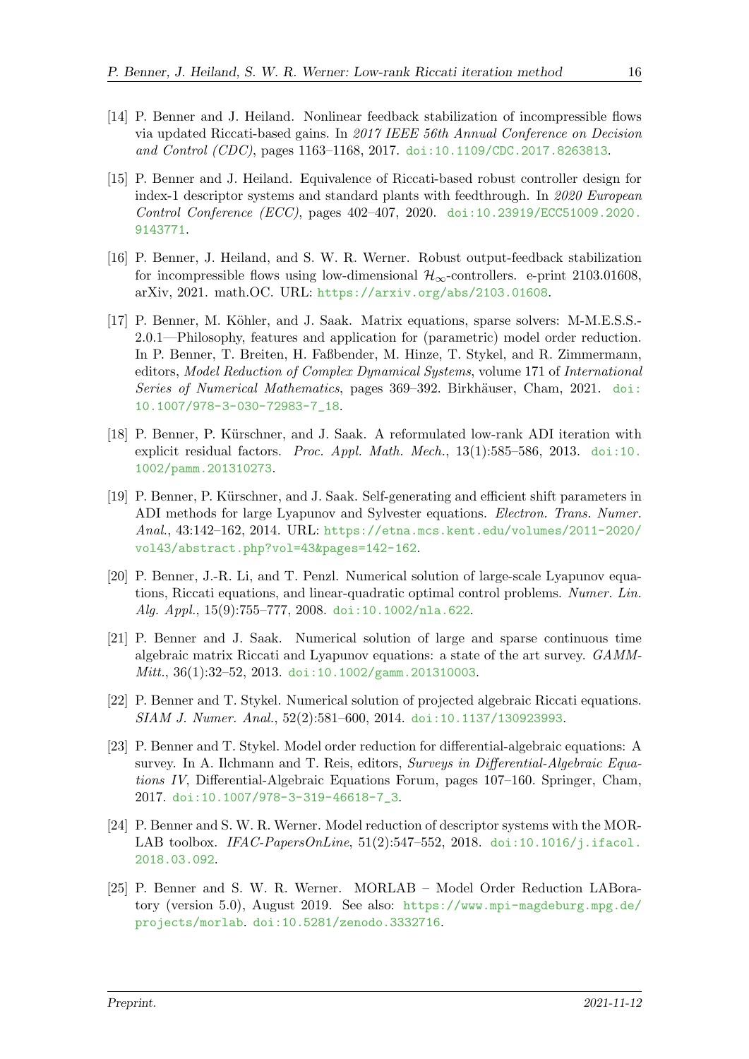[14] P. Benner and J. Heiland. Nonlinear feedback stabilization of incompressible flows via updated Riccati-based gains. In *2017 IEEE 56th Annual Conference on Decision and Control (CDC)*, pages 1163–1168, 2017. doi:10.1109/CDC.2017.8263813.

[15] P. Benner and J. Heiland. Equivalence of Riccati-based robust controller design for index-1 descriptor systems and standard plants with feedthrough. In *2020 European Control Conference (ECC)*, pages 402–407, 2020. doi:10.23919/ECC51009.2020.9143771.

[16] P. Benner, J. Heiland, and S. W. R. Werner. Robust output-feedback stabilization for incompressible flows using low-dimensional $\mathcal{H}_\infty$-controllers. e-print 2103.01608, arXiv, 2021. math.OC. URL: https://arxiv.org/abs/2103.01608.

[17] P. Benner, M. Köhler, and J. Saak. Matrix equations, sparse solvers: M-M.E.S.S.-2.0.1—Philosophy, features and application for (parametric) model order reduction. In P. Benner, T. Breiten, H. Faßbender, M. Hinze, T. Stykel, and R. Zimmermann, editors, *Model Reduction of Complex Dynamical Systems*, volume 171 of *International Series of Numerical Mathematics*, pages 369–392. Birkhäuser, Cham, 2021. doi:10.1007/978-3-030-72983-7_18.

[18] P. Benner, P. Kürschner, and J. Saak. A reformulated low-rank ADI iteration with explicit residual factors. *Proc. Appl. Math. Mech.*, 13(1):585–586, 2013. doi:10.1002/pamm.201310273.

[19] P. Benner, P. Kürschner, and J. Saak. Self-generating and efficient shift parameters in ADI methods for large Lyapunov and Sylvester equations. *Electron. Trans. Numer. Anal.*, 43:142–162, 2014. URL: https://etna.mcs.kent.edu/volumes/2011-2020/vol43/abstract.php?vol=43&pages=142-162.

[20] P. Benner, J.-R. Li, and T. Penzl. Numerical solution of large-scale Lyapunov equations, Riccati equations, and linear-quadratic optimal control problems. *Numer. Lin. Alg. Appl.*, 15(9):755–777, 2008. doi:10.1002/nla.622.

[21] P. Benner and J. Saak. Numerical solution of large and sparse continuous time algebraic matrix Riccati and Lyapunov equations: a state of the art survey. *GAMM-Mitt.*, 36(1):32–52, 2013. doi:10.1002/gamm.201310003.

[22] P. Benner and T. Stykel. Numerical solution of projected algebraic Riccati equations. *SIAM J. Numer. Anal.*, 52(2):581–600, 2014. doi:10.1137/130923993.

[23] P. Benner and T. Stykel. Model order reduction for differential-algebraic equations: A survey. In A. Ilchmann and T. Reis, editors, *Surveys in Differential-Algebraic Equations IV*, Differential-Algebraic Equations Forum, pages 107–160. Springer, Cham, 2017. doi:10.1007/978-3-319-46618-7_3.

[24] P. Benner and S. W. R. Werner. Model reduction of descriptor systems with the MORLAB toolbox. *IFAC-PapersOnLine*, 51(2):547–552, 2018. doi:10.1016/j.ifacol.2018.03.092.

[25] P. Benner and S. W. R. Werner. MORLAB – Model Order Reduction LABoratory (version 5.0), August 2019. See also: https://www.mpi-magdeburg.mpg.de/projects/morlab. doi:10.5281/zenodo.3332716.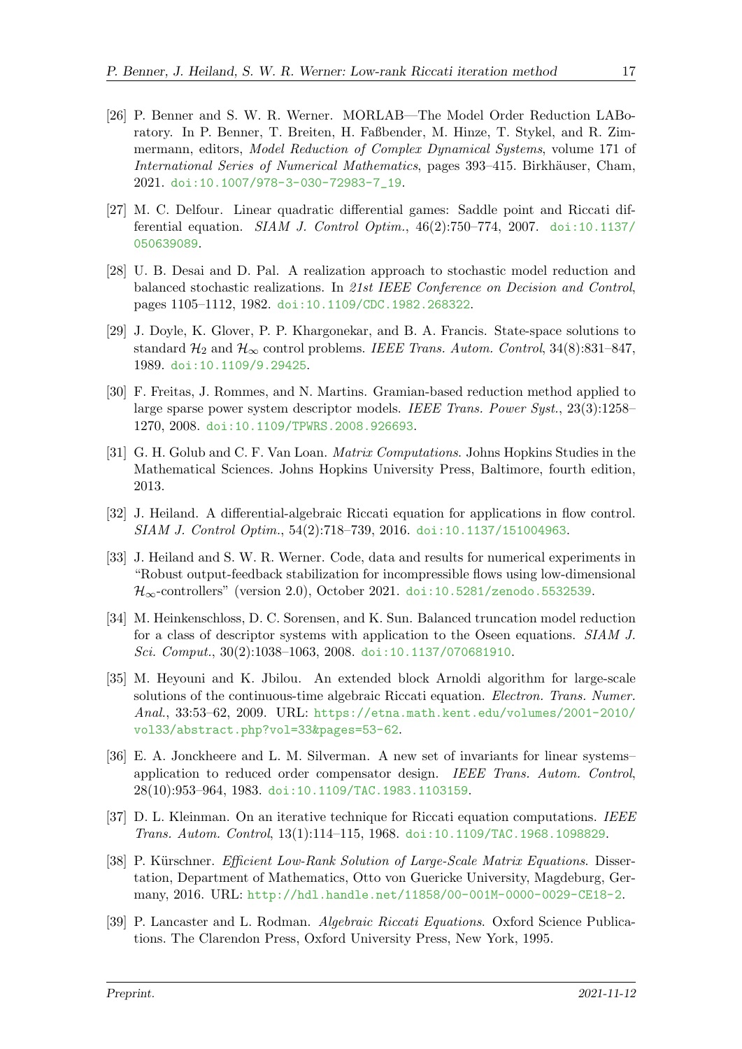[26] P. Benner and S. W. R. Werner. MORLAB—The Model Order Reduction LABoratory. In P. Benner, T. Breiten, H. Faßbender, M. Hinze, T. Stykel, and R. Zimmermann, editors, *Model Reduction of Complex Dynamical Systems*, volume 171 of *International Series of Numerical Mathematics*, pages 393–415. Birkhäuser, Cham, 2021. doi:10.1007/978-3-030-72983-7_19.

[27] M. C. Delfour. Linear quadratic differential games: Saddle point and Riccati differential equation. *SIAM J. Control Optim.*, 46(2):750–774, 2007. doi:10.1137/050639089.

[28] U. B. Desai and D. Pal. A realization approach to stochastic model reduction and balanced stochastic realizations. In *21st IEEE Conference on Decision and Control*, pages 1105–1112, 1982. doi:10.1109/CDC.1982.268322.

[29] J. Doyle, K. Glover, P. P. Khargonekar, and B. A. Francis. State-space solutions to standard $\mathcal{H}_2$ and $\mathcal{H}_\infty$ control problems. *IEEE Trans. Autom. Control*, 34(8):831–847, 1989. doi:10.1109/9.29425.

[30] F. Freitas, J. Rommes, and N. Martins. Gramian-based reduction method applied to large sparse power system descriptor models. *IEEE Trans. Power Syst.*, 23(3):1258–1270, 2008. doi:10.1109/TPWRS.2008.926693.

[31] G. H. Golub and C. F. Van Loan. *Matrix Computations*. Johns Hopkins Studies in the Mathematical Sciences. Johns Hopkins University Press, Baltimore, fourth edition, 2013.

[32] J. Heiland. A differential-algebraic Riccati equation for applications in flow control. *SIAM J. Control Optim.*, 54(2):718–739, 2016. doi:10.1137/151004963.

[33] J. Heiland and S. W. R. Werner. Code, data and results for numerical experiments in "Robust output-feedback stabilization for incompressible flows using low-dimensional $\mathcal{H}_\infty$-controllers" (version 2.0), October 2021. doi:10.5281/zenodo.5532539.

[34] M. Heinkenschloss, D. C. Sorensen, and K. Sun. Balanced truncation model reduction for a class of descriptor systems with application to the Oseen equations. *SIAM J. Sci. Comput.*, 30(2):1038–1063, 2008. doi:10.1137/070681910.

[35] M. Heyouni and K. Jbilou. An extended block Arnoldi algorithm for large-scale solutions of the continuous-time algebraic Riccati equation. *Electron. Trans. Numer. Anal.*, 33:53–62, 2009. URL: https://etna.math.kent.edu/volumes/2001-2010/vol33/abstract.php?vol=33&pages=53-62.

[36] E. A. Jonckheere and L. M. Silverman. A new set of invariants for linear systems–application to reduced order compensator design. *IEEE Trans. Autom. Control*, 28(10):953–964, 1983. doi:10.1109/TAC.1983.1103159.

[37] D. L. Kleinman. On an iterative technique for Riccati equation computations. *IEEE Trans. Autom. Control*, 13(1):114–115, 1968. doi:10.1109/TAC.1968.1098829.

[38] P. Kürschner. *Efficient Low-Rank Solution of Large-Scale Matrix Equations*. Dissertation, Department of Mathematics, Otto von Guericke University, Magdeburg, Germany, 2016. URL: http://hdl.handle.net/11858/00-001M-0000-0029-CE18-2.

[39] P. Lancaster and L. Rodman. *Algebraic Riccati Equations*. Oxford Science Publications. The Clarendon Press, Oxford University Press, New York, 1995.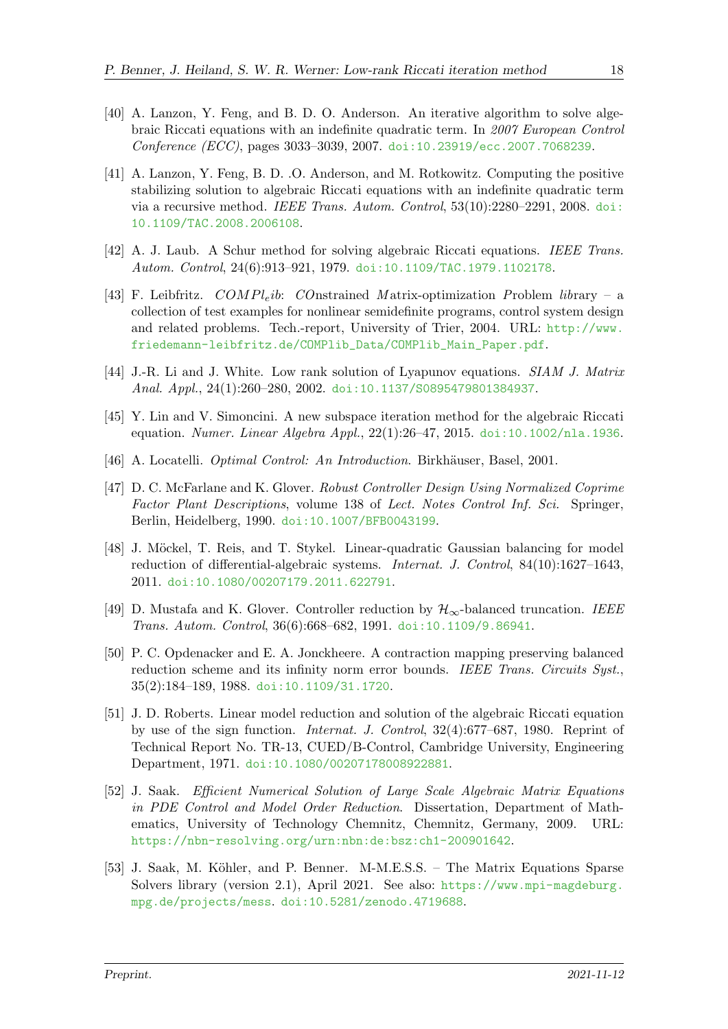[40] A. Lanzon, Y. Feng, and B. D. O. Anderson. An iterative algorithm to solve algebraic Riccati equations with an indefinite quadratic term. In *2007 European Control Conference (ECC)*, pages 3033–3039, 2007. doi:10.23919/ecc.2007.7068239.

[41] A. Lanzon, Y. Feng, B. D. .O. Anderson, and M. Rotkowitz. Computing the positive stabilizing solution to algebraic Riccati equations with an indefinite quadratic term via a recursive method. *IEEE Trans. Autom. Control*, 53(10):2280–2291, 2008. doi:10.1109/TAC.2008.2006108.

[42] A. J. Laub. A Schur method for solving algebraic Riccati equations. *IEEE Trans. Autom. Control*, 24(6):913–921, 1979. doi:10.1109/TAC.1979.1102178.

[43] F. Leibfritz. *COMPl$_e$ib*: *CO*nstrained *M*atrix-optimization *P*roblem *lib*rary – a collection of test examples for nonlinear semidefinite programs, control system design and related problems. Tech.-report, University of Trier, 2004. URL: http://www.friedemann-leibfritz.de/COMPlib_Data/COMPlib_Main_Paper.pdf.

[44] J.-R. Li and J. White. Low rank solution of Lyapunov equations. *SIAM J. Matrix Anal. Appl.*, 24(1):260–280, 2002. doi:10.1137/S0895479801384937.

[45] Y. Lin and V. Simoncini. A new subspace iteration method for the algebraic Riccati equation. *Numer. Linear Algebra Appl.*, 22(1):26–47, 2015. doi:10.1002/nla.1936.

[46] A. Locatelli. *Optimal Control: An Introduction*. Birkhäuser, Basel, 2001.

[47] D. C. McFarlane and K. Glover. *Robust Controller Design Using Normalized Coprime Factor Plant Descriptions*, volume 138 of *Lect. Notes Control Inf. Sci.* Springer, Berlin, Heidelberg, 1990. doi:10.1007/BFB0043199.

[48] J. Möckel, T. Reis, and T. Stykel. Linear-quadratic Gaussian balancing for model reduction of differential-algebraic systems. *Internat. J. Control*, 84(10):1627–1643, 2011. doi:10.1080/00207179.2011.622791.

[49] D. Mustafa and K. Glover. Controller reduction by $\mathcal{H}_\infty$-balanced truncation. *IEEE Trans. Autom. Control*, 36(6):668–682, 1991. doi:10.1109/9.86941.

[50] P. C. Opdenacker and E. A. Jonckheere. A contraction mapping preserving balanced reduction scheme and its infinity norm error bounds. *IEEE Trans. Circuits Syst.*, 35(2):184–189, 1988. doi:10.1109/31.1720.

[51] J. D. Roberts. Linear model reduction and solution of the algebraic Riccati equation by use of the sign function. *Internat. J. Control*, 32(4):677–687, 1980. Reprint of Technical Report No. TR-13, CUED/B-Control, Cambridge University, Engineering Department, 1971. doi:10.1080/00207178008922881.

[52] J. Saak. *Efficient Numerical Solution of Large Scale Algebraic Matrix Equations in PDE Control and Model Order Reduction*. Dissertation, Department of Mathematics, University of Technology Chemnitz, Chemnitz, Germany, 2009. URL: https://nbn-resolving.org/urn:nbn:de:bsz:ch1-200901642.

[53] J. Saak, M. Köhler, and P. Benner. M-M.E.S.S. – The Matrix Equations Sparse Solvers library (version 2.1), April 2021. See also: https://www.mpi-magdeburg.mpg.de/projects/mess. doi:10.5281/zenodo.4719688.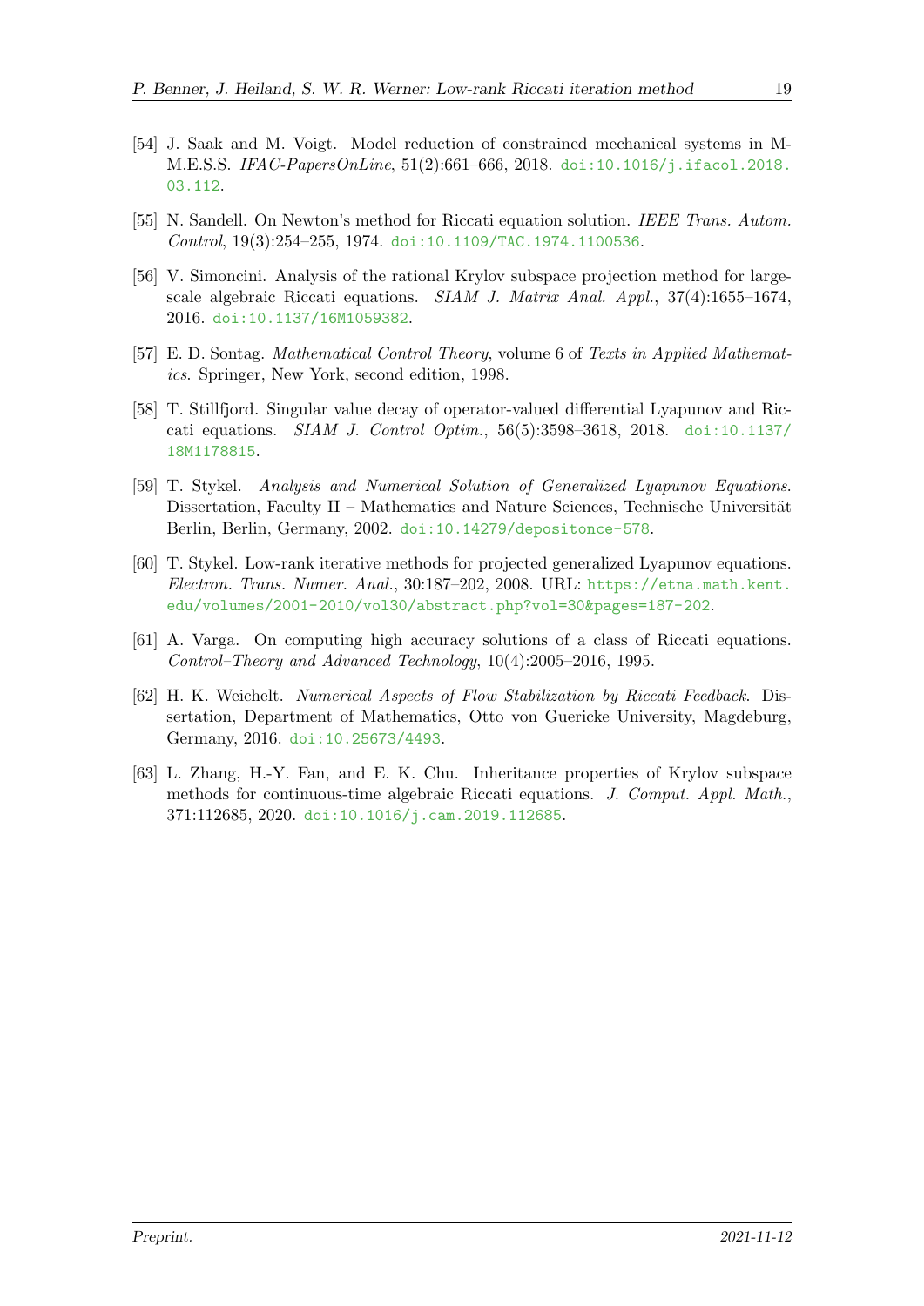[54] J. Saak and M. Voigt. Model reduction of constrained mechanical systems in M-M.E.S.S. *IFAC-PapersOnLine*, 51(2):661–666, 2018. doi:10.1016/j.ifacol.2018.03.112.

[55] N. Sandell. On Newton's method for Riccati equation solution. *IEEE Trans. Autom. Control*, 19(3):254–255, 1974. doi:10.1109/TAC.1974.1100536.

[56] V. Simoncini. Analysis of the rational Krylov subspace projection method for large-scale algebraic Riccati equations. *SIAM J. Matrix Anal. Appl.*, 37(4):1655–1674, 2016. doi:10.1137/16M1059382.

[57] E. D. Sontag. *Mathematical Control Theory*, volume 6 of *Texts in Applied Mathematics*. Springer, New York, second edition, 1998.

[58] T. Stillfjord. Singular value decay of operator-valued differential Lyapunov and Riccati equations. *SIAM J. Control Optim.*, 56(5):3598–3618, 2018. doi:10.1137/18M1178815.

[59] T. Stykel. *Analysis and Numerical Solution of Generalized Lyapunov Equations*. Dissertation, Faculty II – Mathematics and Nature Sciences, Technische Universität Berlin, Berlin, Germany, 2002. doi:10.14279/depositonce-578.

[60] T. Stykel. Low-rank iterative methods for projected generalized Lyapunov equations. *Electron. Trans. Numer. Anal.*, 30:187–202, 2008. URL: https://etna.math.kent.edu/volumes/2001-2010/vol30/abstract.php?vol=30&pages=187-202.

[61] A. Varga. On computing high accuracy solutions of a class of Riccati equations. *Control–Theory and Advanced Technology*, 10(4):2005–2016, 1995.

[62] H. K. Weichelt. *Numerical Aspects of Flow Stabilization by Riccati Feedback*. Dissertation, Department of Mathematics, Otto von Guericke University, Magdeburg, Germany, 2016. doi:10.25673/4493.

[63] L. Zhang, H.-Y. Fan, and E. K. Chu. Inheritance properties of Krylov subspace methods for continuous-time algebraic Riccati equations. *J. Comput. Appl. Math.*, 371:112685, 2020. doi:10.1016/j.cam.2019.112685.